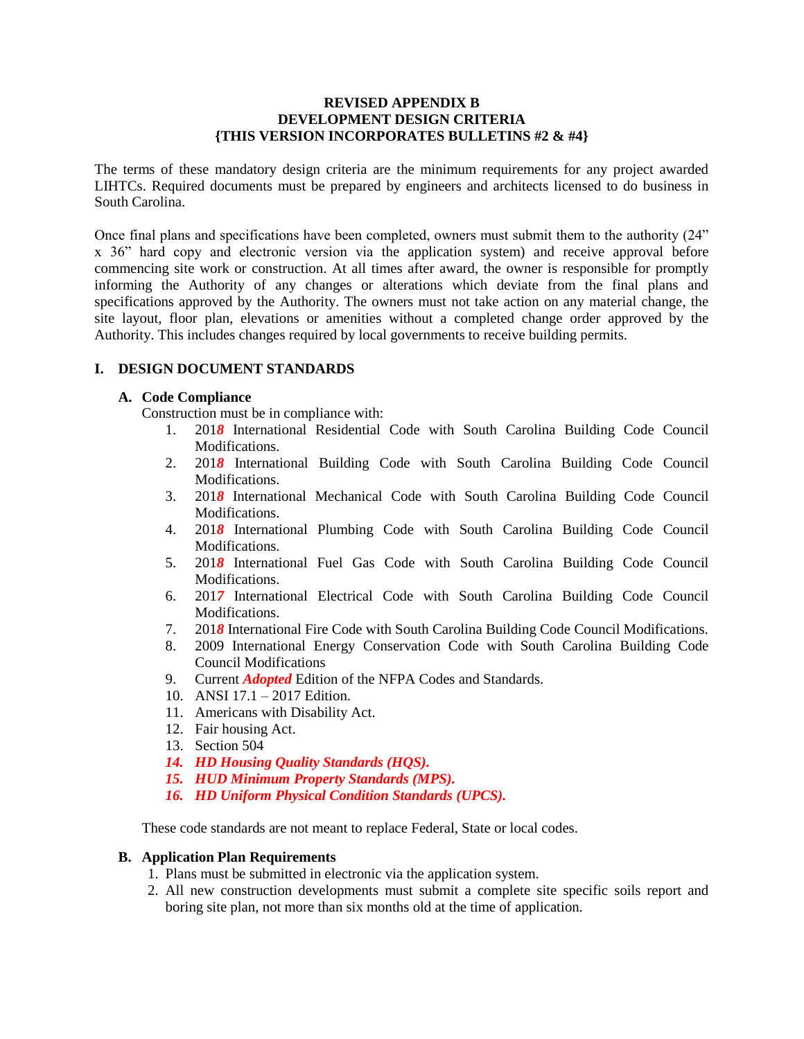**REVISED APPENDIX B**
**DEVELOPMENT DESIGN CRITERIA**
**{THIS VERSION INCORPORATES BULLETINS #2 & #4}**

The terms of these mandatory design criteria are the minimum requirements for any project awarded LIHTCs. Required documents must be prepared by engineers and architects licensed to do business in South Carolina.

Once final plans and specifications have been completed, owners must submit them to the authority (24" x 36" hard copy and electronic version via the application system) and receive approval before commencing site work or construction. At all times after award, the owner is responsible for promptly informing the Authority of any changes or alterations which deviate from the final plans and specifications approved by the Authority. The owners must not take action on any material change, the site layout, floor plan, elevations or amenities without a completed change order approved by the Authority. This includes changes required by local governments to receive building permits.

## I. DESIGN DOCUMENT STANDARDS

### A. Code Compliance

Construction must be in compliance with:

1. 201***8*** International Residential Code with South Carolina Building Code Council Modifications.
2. 201***8*** International Building Code with South Carolina Building Code Council Modifications.
3. 201***8*** International Mechanical Code with South Carolina Building Code Council Modifications.
4. 201***8*** International Plumbing Code with South Carolina Building Code Council Modifications.
5. 201***8*** International Fuel Gas Code with South Carolina Building Code Council Modifications.
6. 201***7*** International Electrical Code with South Carolina Building Code Council Modifications.
7. 201***8*** International Fire Code with South Carolina Building Code Council Modifications.
8. 2009 International Energy Conservation Code with South Carolina Building Code Council Modifications
9. Current ***Adopted*** Edition of the NFPA Codes and Standards.
10. ANSI 17.1 – 2017 Edition.
11. Americans with Disability Act.
12. Fair housing Act.
13. Section 504
14. ***HD Housing Quality Standards (HQS).***
15. ***HUD Minimum Property Standards (MPS).***
16. ***HD Uniform Physical Condition Standards (UPCS).***

These code standards are not meant to replace Federal, State or local codes.

### B. Application Plan Requirements

1. Plans must be submitted in electronic via the application system.
2. All new construction developments must submit a complete site specific soils report and boring site plan, not more than six months old at the time of application.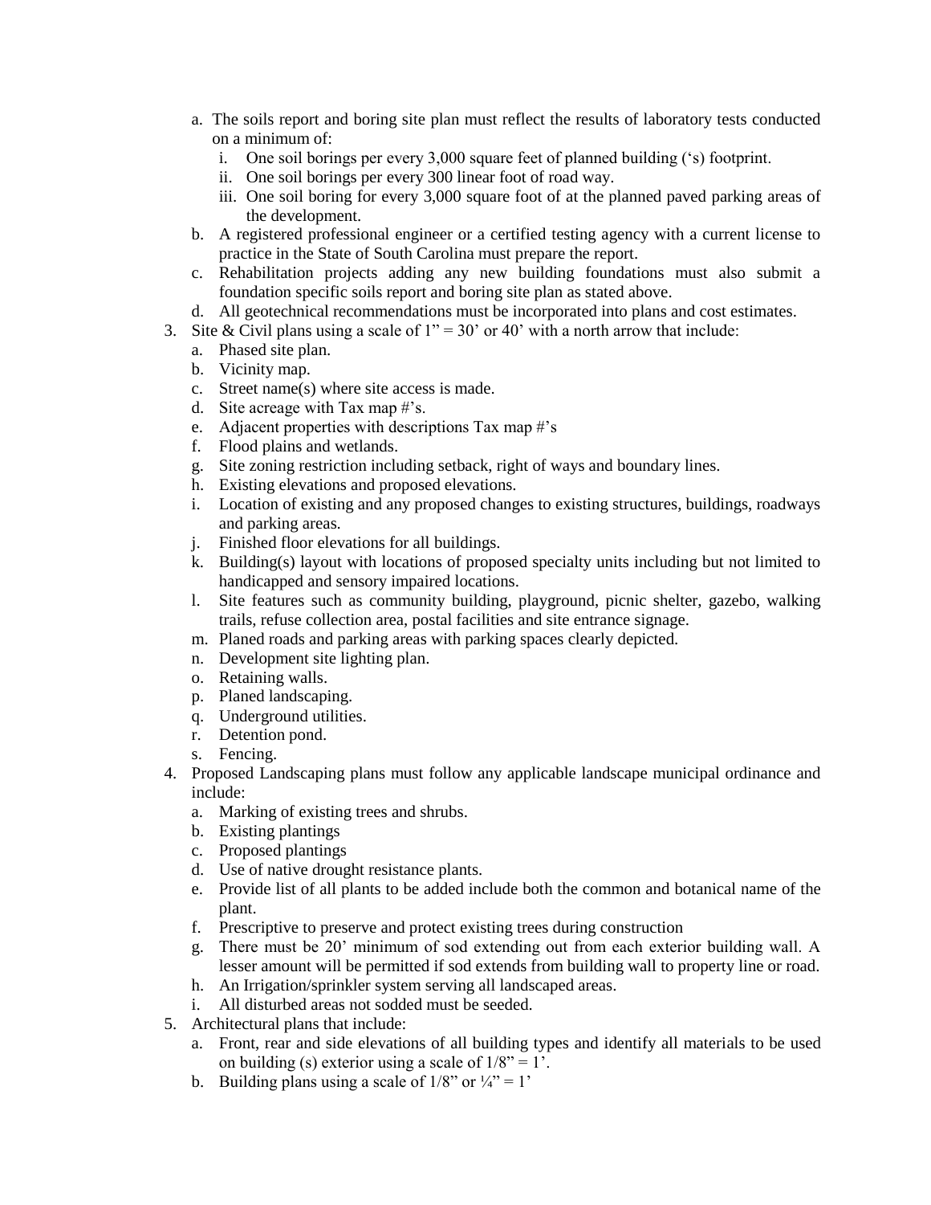a. The soils report and boring site plan must reflect the results of laboratory tests conducted on a minimum of:
      i. One soil borings per every 3,000 square feet of planned building ('s) footprint.
      ii. One soil borings per every 300 linear foot of road way.
      iii. One soil boring for every 3,000 square foot of at the planned paved parking areas of the development.
   b. A registered professional engineer or a certified testing agency with a current license to practice in the State of South Carolina must prepare the report.
   c. Rehabilitation projects adding any new building foundations must also submit a foundation specific soils report and boring site plan as stated above.
   d. All geotechnical recommendations must be incorporated into plans and cost estimates.
3. Site & Civil plans using a scale of 1" = 30' or 40' with a north arrow that include:
   a. Phased site plan.
   b. Vicinity map.
   c. Street name(s) where site access is made.
   d. Site acreage with Tax map #'s.
   e. Adjacent properties with descriptions Tax map #'s
   f. Flood plains and wetlands.
   g. Site zoning restriction including setback, right of ways and boundary lines.
   h. Existing elevations and proposed elevations.
   i. Location of existing and any proposed changes to existing structures, buildings, roadways and parking areas.
   j. Finished floor elevations for all buildings.
   k. Building(s) layout with locations of proposed specialty units including but not limited to handicapped and sensory impaired locations.
   l. Site features such as community building, playground, picnic shelter, gazebo, walking trails, refuse collection area, postal facilities and site entrance signage.
   m. Planed roads and parking areas with parking spaces clearly depicted.
   n. Development site lighting plan.
   o. Retaining walls.
   p. Planed landscaping.
   q. Underground utilities.
   r. Detention pond.
   s. Fencing.
4. Proposed Landscaping plans must follow any applicable landscape municipal ordinance and include:
   a. Marking of existing trees and shrubs.
   b. Existing plantings
   c. Proposed plantings
   d. Use of native drought resistance plants.
   e. Provide list of all plants to be added include both the common and botanical name of the plant.
   f. Prescriptive to preserve and protect existing trees during construction
   g. There must be 20' minimum of sod extending out from each exterior building wall. A lesser amount will be permitted if sod extends from building wall to property line or road.
   h. An Irrigation/sprinkler system serving all landscaped areas.
   i. All disturbed areas not sodded must be seeded.
5. Architectural plans that include:
   a. Front, rear and side elevations of all building types and identify all materials to be used on building (s) exterior using a scale of 1/8" = 1'.
   b. Building plans using a scale of 1/8" or ¼" = 1'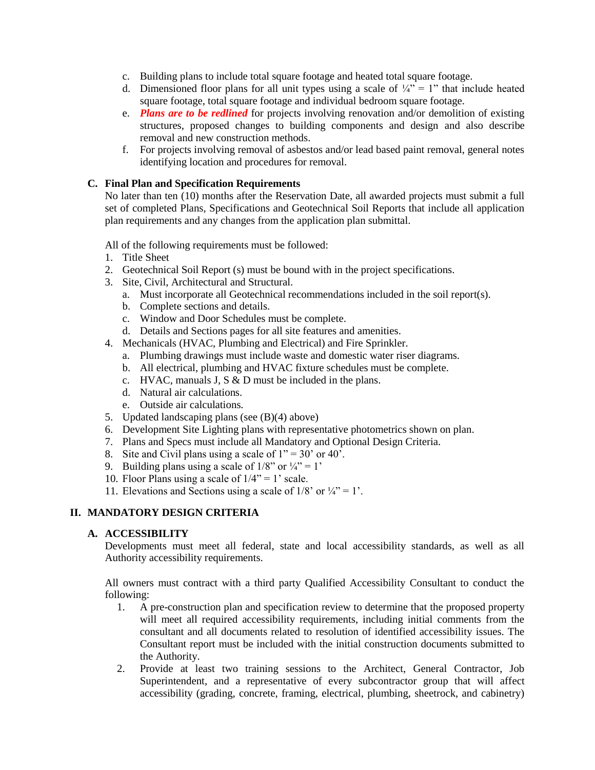c. Building plans to include total square footage and heated total square footage.
d. Dimensioned floor plans for all unit types using a scale of ¼" = 1" that include heated square footage, total square footage and individual bedroom square footage.
e. ***Plans are to be redlined*** for projects involving renovation and/or demolition of existing structures, proposed changes to building components and design and also describe removal and new construction methods.
f. For projects involving removal of asbestos and/or lead based paint removal, general notes identifying location and procedures for removal.

### C. Final Plan and Specification Requirements

No later than ten (10) months after the Reservation Date, all awarded projects must submit a full set of completed Plans, Specifications and Geotechnical Soil Reports that include all application plan requirements and any changes from the application plan submittal.

All of the following requirements must be followed:

1. Title Sheet
2. Geotechnical Soil Report (s) must be bound with in the project specifications.
3. Site, Civil, Architectural and Structural.
   a. Must incorporate all Geotechnical recommendations included in the soil report(s).
   b. Complete sections and details.
   c. Window and Door Schedules must be complete.
   d. Details and Sections pages for all site features and amenities.
4. Mechanicals (HVAC, Plumbing and Electrical) and Fire Sprinkler.
   a. Plumbing drawings must include waste and domestic water riser diagrams.
   b. All electrical, plumbing and HVAC fixture schedules must be complete.
   c. HVAC, manuals J, S & D must be included in the plans.
   d. Natural air calculations.
   e. Outside air calculations.
5. Updated landscaping plans (see (B)(4) above)
6. Development Site Lighting plans with representative photometrics shown on plan.
7. Plans and Specs must include all Mandatory and Optional Design Criteria.
8. Site and Civil plans using a scale of 1" = 30' or 40'.
9. Building plans using a scale of 1/8" or ¼" = 1'
10. Floor Plans using a scale of 1/4" = 1' scale.
11. Elevations and Sections using a scale of 1/8' or ¼" = 1'.

## II. MANDATORY DESIGN CRITERIA

### A. ACCESSIBILITY

Developments must meet all federal, state and local accessibility standards, as well as all Authority accessibility requirements.

All owners must contract with a third party Qualified Accessibility Consultant to conduct the following:

1. A pre-construction plan and specification review to determine that the proposed property will meet all required accessibility requirements, including initial comments from the consultant and all documents related to resolution of identified accessibility issues. The Consultant report must be included with the initial construction documents submitted to the Authority.
2. Provide at least two training sessions to the Architect, General Contractor, Job Superintendent, and a representative of every subcontractor group that will affect accessibility (grading, concrete, framing, electrical, plumbing, sheetrock, and cabinetry)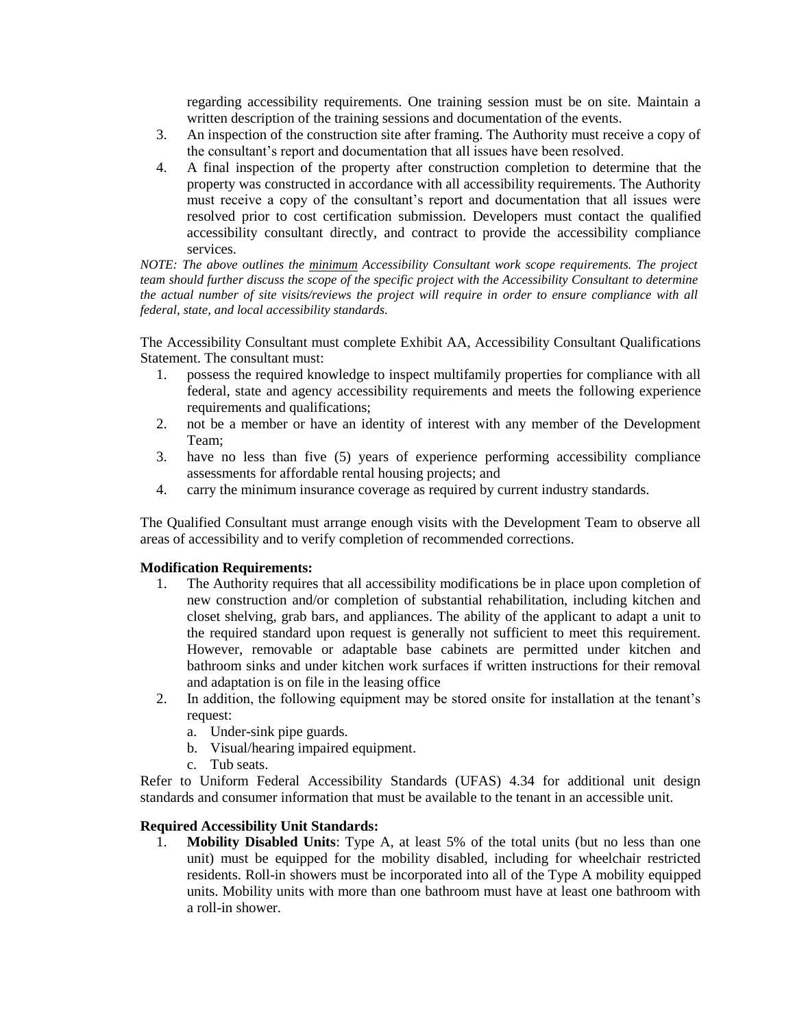regarding accessibility requirements. One training session must be on site. Maintain a written description of the training sessions and documentation of the events.

3. An inspection of the construction site after framing. The Authority must receive a copy of the consultant's report and documentation that all issues have been resolved.
4. A final inspection of the property after construction completion to determine that the property was constructed in accordance with all accessibility requirements. The Authority must receive a copy of the consultant's report and documentation that all issues were resolved prior to cost certification submission. Developers must contact the qualified accessibility consultant directly, and contract to provide the accessibility compliance services.

*NOTE: The above outlines the* <u>*minimum*</u> *Accessibility Consultant work scope requirements. The project team should further discuss the scope of the specific project with the Accessibility Consultant to determine the actual number of site visits/reviews the project will require in order to ensure compliance with all federal, state, and local accessibility standards.*

The Accessibility Consultant must complete Exhibit AA, Accessibility Consultant Qualifications Statement. The consultant must:

1. possess the required knowledge to inspect multifamily properties for compliance with all federal, state and agency accessibility requirements and meets the following experience requirements and qualifications;
2. not be a member or have an identity of interest with any member of the Development Team;
3. have no less than five (5) years of experience performing accessibility compliance assessments for affordable rental housing projects; and
4. carry the minimum insurance coverage as required by current industry standards.

The Qualified Consultant must arrange enough visits with the Development Team to observe all areas of accessibility and to verify completion of recommended corrections.

**Modification Requirements:**

1. The Authority requires that all accessibility modifications be in place upon completion of new construction and/or completion of substantial rehabilitation, including kitchen and closet shelving, grab bars, and appliances. The ability of the applicant to adapt a unit to the required standard upon request is generally not sufficient to meet this requirement. However, removable or adaptable base cabinets are permitted under kitchen and bathroom sinks and under kitchen work surfaces if written instructions for their removal and adaptation is on file in the leasing office
2. In addition, the following equipment may be stored onsite for installation at the tenant's request:
   a. Under-sink pipe guards.
   b. Visual/hearing impaired equipment.
   c. Tub seats.

Refer to Uniform Federal Accessibility Standards (UFAS) 4.34 for additional unit design standards and consumer information that must be available to the tenant in an accessible unit.

**Required Accessibility Unit Standards:**

1. **Mobility Disabled Units**: Type A, at least 5% of the total units (but no less than one unit) must be equipped for the mobility disabled, including for wheelchair restricted residents. Roll-in showers must be incorporated into all of the Type A mobility equipped units. Mobility units with more than one bathroom must have at least one bathroom with a roll-in shower.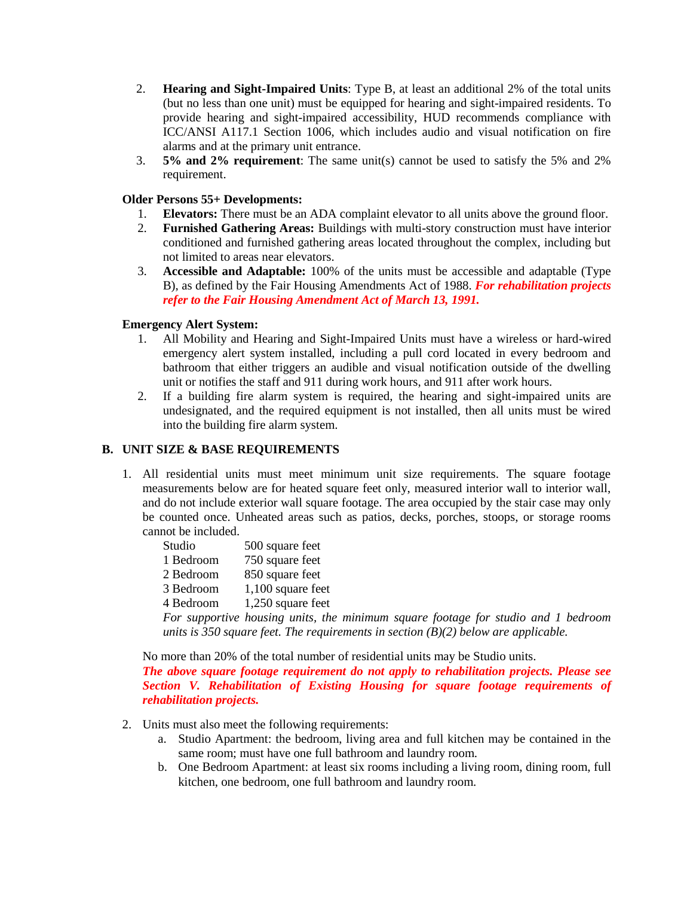2. **Hearing and Sight-Impaired Units**: Type B, at least an additional 2% of the total units (but no less than one unit) must be equipped for hearing and sight-impaired residents. To provide hearing and sight-impaired accessibility, HUD recommends compliance with ICC/ANSI A117.1 Section 1006, which includes audio and visual notification on fire alarms and at the primary unit entrance.
3. **5% and 2% requirement**: The same unit(s) cannot be used to satisfy the 5% and 2% requirement.

**Older Persons 55+ Developments:**

1. **Elevators:** There must be an ADA complaint elevator to all units above the ground floor.
2. **Furnished Gathering Areas:** Buildings with multi-story construction must have interior conditioned and furnished gathering areas located throughout the complex, including but not limited to areas near elevators.
3. **Accessible and Adaptable:** 100% of the units must be accessible and adaptable (Type B), as defined by the Fair Housing Amendments Act of 1988. ***For rehabilitation projects refer to the Fair Housing Amendment Act of March 13, 1991.***

**Emergency Alert System:**

1. All Mobility and Hearing and Sight-Impaired Units must have a wireless or hard-wired emergency alert system installed, including a pull cord located in every bedroom and bathroom that either triggers an audible and visual notification outside of the dwelling unit or notifies the staff and 911 during work hours, and 911 after work hours.
2. If a building fire alarm system is required, the hearing and sight-impaired units are undesignated, and the required equipment is not installed, then all units must be wired into the building fire alarm system.

## B. UNIT SIZE & BASE REQUIREMENTS

1. All residential units must meet minimum unit size requirements. The square footage measurements below are for heated square feet only, measured interior wall to interior wall, and do not include exterior wall square footage. The area occupied by the stair case may only be counted once. Unheated areas such as patios, decks, porches, stoops, or storage rooms cannot be included.

   | | |
   |---|---|
   | Studio | 500 square feet |
   | 1 Bedroom | 750 square feet |
   | 2 Bedroom | 850 square feet |
   | 3 Bedroom | 1,100 square feet |
   | 4 Bedroom | 1,250 square feet |

   *For supportive housing units, the minimum square footage for studio and 1 bedroom units is 350 square feet. The requirements in section (B)(2) below are applicable.*

   No more than 20% of the total number of residential units may be Studio units.

   ***The above square footage requirement do not apply to rehabilitation projects. Please see Section V. Rehabilitation of Existing Housing for square footage requirements of rehabilitation projects.***

2. Units must also meet the following requirements:
   a. Studio Apartment: the bedroom, living area and full kitchen may be contained in the same room; must have one full bathroom and laundry room.
   b. One Bedroom Apartment: at least six rooms including a living room, dining room, full kitchen, one bedroom, one full bathroom and laundry room.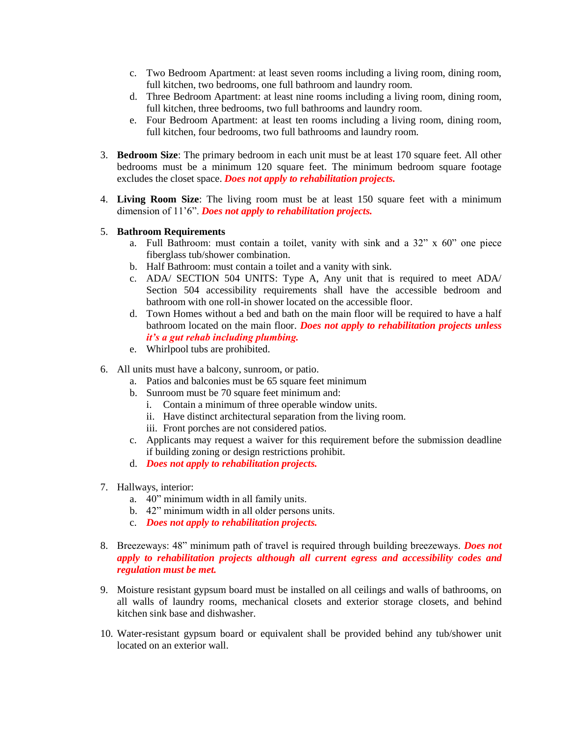c. Two Bedroom Apartment: at least seven rooms including a living room, dining room, full kitchen, two bedrooms, one full bathroom and laundry room.
   d. Three Bedroom Apartment: at least nine rooms including a living room, dining room, full kitchen, three bedrooms, two full bathrooms and laundry room.
   e. Four Bedroom Apartment: at least ten rooms including a living room, dining room, full kitchen, four bedrooms, two full bathrooms and laundry room.

3. **Bedroom Size**: The primary bedroom in each unit must be at least 170 square feet. All other bedrooms must be a minimum 120 square feet. The minimum bedroom square footage excludes the closet space. ***Does not apply to rehabilitation projects.***

4. **Living Room Size**: The living room must be at least 150 square feet with a minimum dimension of 11'6". ***Does not apply to rehabilitation projects.***

5. **Bathroom Requirements**
   a. Full Bathroom: must contain a toilet, vanity with sink and a 32" x 60" one piece fiberglass tub/shower combination.
   b. Half Bathroom: must contain a toilet and a vanity with sink.
   c. ADA/ SECTION 504 UNITS: Type A, Any unit that is required to meet ADA/ Section 504 accessibility requirements shall have the accessible bedroom and bathroom with one roll-in shower located on the accessible floor.
   d. Town Homes without a bed and bath on the main floor will be required to have a half bathroom located on the main floor. ***Does not apply to rehabilitation projects unless it's a gut rehab including plumbing.***
   e. Whirlpool tubs are prohibited.

6. All units must have a balcony, sunroom, or patio.
   a. Patios and balconies must be 65 square feet minimum
   b. Sunroom must be 70 square feet minimum and:
      i. Contain a minimum of three operable window units.
      ii. Have distinct architectural separation from the living room.
      iii. Front porches are not considered patios.
   c. Applicants may request a waiver for this requirement before the submission deadline if building zoning or design restrictions prohibit.
   d. ***Does not apply to rehabilitation projects.***

7. Hallways, interior:
   a. 40" minimum width in all family units.
   b. 42" minimum width in all older persons units.
   c. ***Does not apply to rehabilitation projects.***

8. Breezeways: 48" minimum path of travel is required through building breezeways. ***Does not apply to rehabilitation projects although all current egress and accessibility codes and regulation must be met.***

9. Moisture resistant gypsum board must be installed on all ceilings and walls of bathrooms, on all walls of laundry rooms, mechanical closets and exterior storage closets, and behind kitchen sink base and dishwasher.

10. Water-resistant gypsum board or equivalent shall be provided behind any tub/shower unit located on an exterior wall.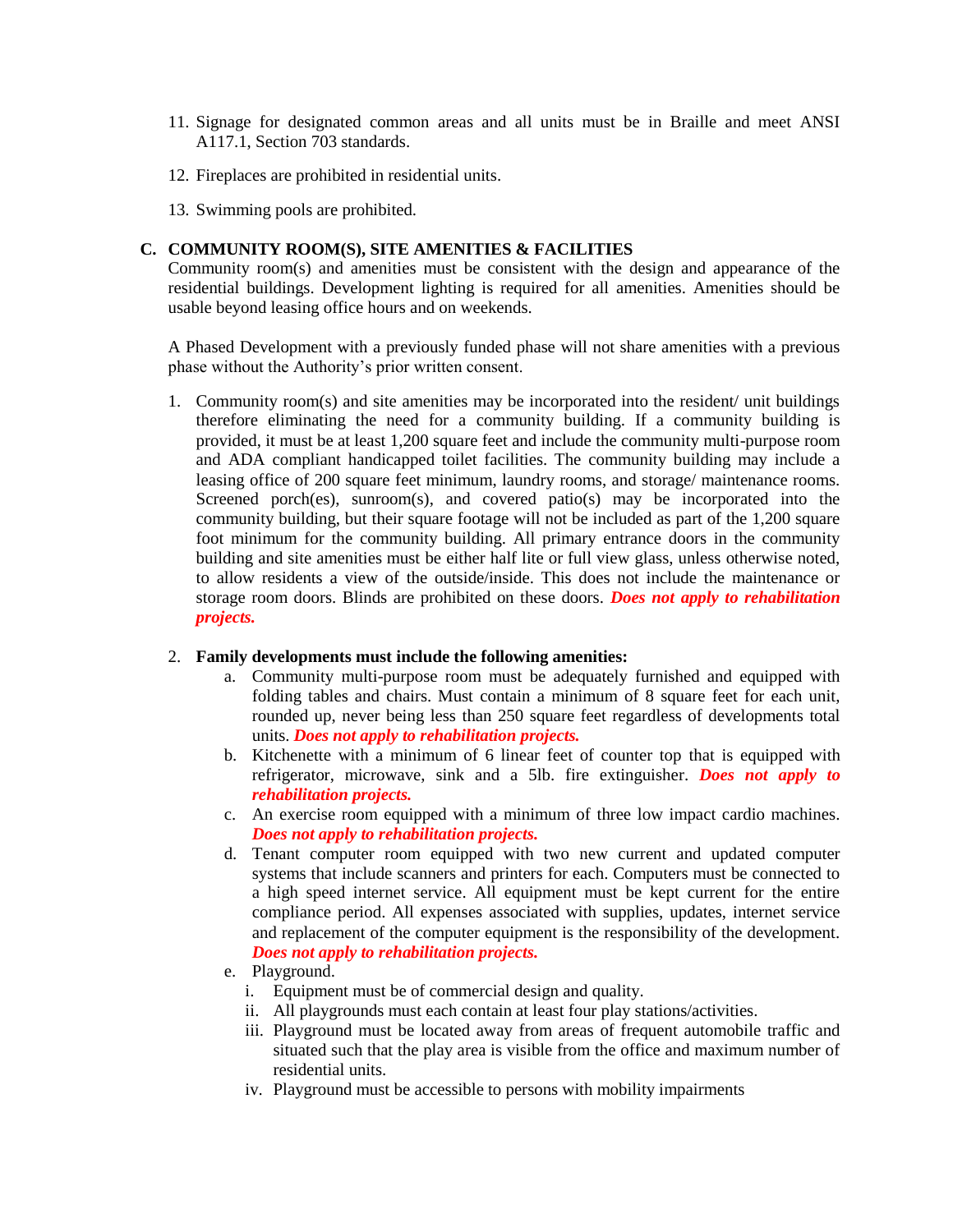11. Signage for designated common areas and all units must be in Braille and meet ANSI A117.1, Section 703 standards.

12. Fireplaces are prohibited in residential units.

13. Swimming pools are prohibited.

## C. COMMUNITY ROOM(S), SITE AMENITIES & FACILITIES

Community room(s) and amenities must be consistent with the design and appearance of the residential buildings. Development lighting is required for all amenities. Amenities should be usable beyond leasing office hours and on weekends.

A Phased Development with a previously funded phase will not share amenities with a previous phase without the Authority's prior written consent.

1. Community room(s) and site amenities may be incorporated into the resident/ unit buildings therefore eliminating the need for a community building. If a community building is provided, it must be at least 1,200 square feet and include the community multi-purpose room and ADA compliant handicapped toilet facilities. The community building may include a leasing office of 200 square feet minimum, laundry rooms, and storage/ maintenance rooms. Screened porch(es), sunroom(s), and covered patio(s) may be incorporated into the community building, but their square footage will not be included as part of the 1,200 square foot minimum for the community building. All primary entrance doors in the community building and site amenities must be either half lite or full view glass, unless otherwise noted, to allow residents a view of the outside/inside. This does not include the maintenance or storage room doors. Blinds are prohibited on these doors. ***Does not apply to rehabilitation projects.***

2. **Family developments must include the following amenities:**
   a. Community multi-purpose room must be adequately furnished and equipped with folding tables and chairs. Must contain a minimum of 8 square feet for each unit, rounded up, never being less than 250 square feet regardless of developments total units. ***Does not apply to rehabilitation projects.***
   b. Kitchenette with a minimum of 6 linear feet of counter top that is equipped with refrigerator, microwave, sink and a 5lb. fire extinguisher. ***Does not apply to rehabilitation projects.***
   c. An exercise room equipped with a minimum of three low impact cardio machines. ***Does not apply to rehabilitation projects.***
   d. Tenant computer room equipped with two new current and updated computer systems that include scanners and printers for each. Computers must be connected to a high speed internet service. All equipment must be kept current for the entire compliance period. All expenses associated with supplies, updates, internet service and replacement of the computer equipment is the responsibility of the development. ***Does not apply to rehabilitation projects.***
   e. Playground.
      i. Equipment must be of commercial design and quality.
      ii. All playgrounds must each contain at least four play stations/activities.
      iii. Playground must be located away from areas of frequent automobile traffic and situated such that the play area is visible from the office and maximum number of residential units.
      iv. Playground must be accessible to persons with mobility impairments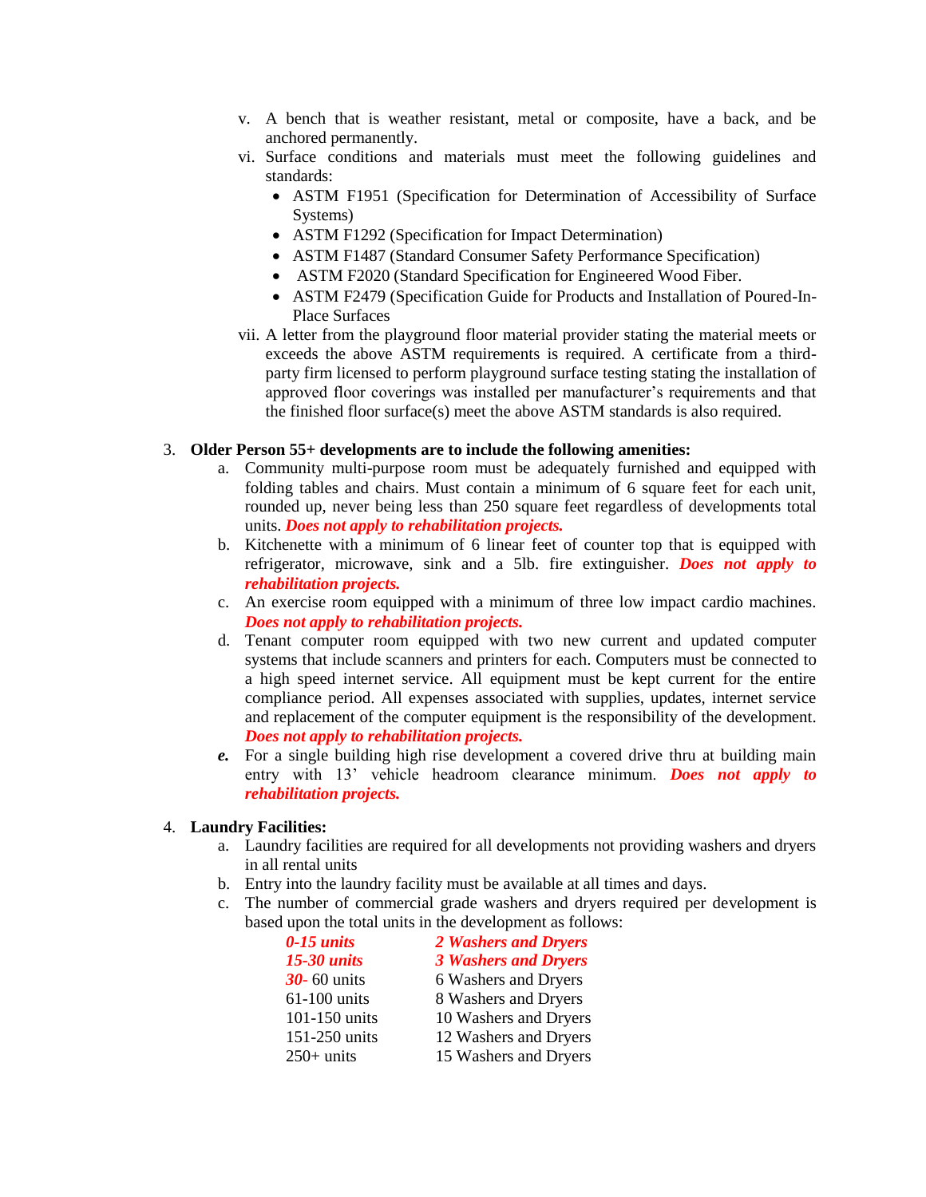v. A bench that is weather resistant, metal or composite, have a back, and be anchored permanently.

vi. Surface conditions and materials must meet the following guidelines and standards:
   - ASTM F1951 (Specification for Determination of Accessibility of Surface Systems)
   - ASTM F1292 (Specification for Impact Determination)
   - ASTM F1487 (Standard Consumer Safety Performance Specification)
   - ASTM F2020 (Standard Specification for Engineered Wood Fiber.
   - ASTM F2479 (Specification Guide for Products and Installation of Poured-In-Place Surfaces

vii. A letter from the playground floor material provider stating the material meets or exceeds the above ASTM requirements is required. A certificate from a third-party firm licensed to perform playground surface testing stating the installation of approved floor coverings was installed per manufacturer's requirements and that the finished floor surface(s) meet the above ASTM standards is also required.

3. **Older Person 55+ developments are to include the following amenities:**
   a. Community multi-purpose room must be adequately furnished and equipped with folding tables and chairs. Must contain a minimum of 6 square feet for each unit, rounded up, never being less than 250 square feet regardless of developments total units. ***Does not apply to rehabilitation projects.***
   b. Kitchenette with a minimum of 6 linear feet of counter top that is equipped with refrigerator, microwave, sink and a 5lb. fire extinguisher. ***Does not apply to rehabilitation projects.***
   c. An exercise room equipped with a minimum of three low impact cardio machines. ***Does not apply to rehabilitation projects.***
   d. Tenant computer room equipped with two new current and updated computer systems that include scanners and printers for each. Computers must be connected to a high speed internet service. All equipment must be kept current for the entire compliance period. All expenses associated with supplies, updates, internet service and replacement of the computer equipment is the responsibility of the development. ***Does not apply to rehabilitation projects.***
   ***e.*** For a single building high rise development a covered drive thru at building main entry with 13' vehicle headroom clearance minimum. ***Does not apply to rehabilitation projects.***

4. **Laundry Facilities:**
   a. Laundry facilities are required for all developments not providing washers and dryers in all rental units
   b. Entry into the laundry facility must be available at all times and days.
   c. The number of commercial grade washers and dryers required per development is based upon the total units in the development as follows:

| | |
|---|---|
| ***0-15 units*** | ***2 Washers and Dryers*** |
| ***15-30 units*** | ***3 Washers and Dryers*** |
| ***30-*** 60 units | 6 Washers and Dryers |
| 61-100 units | 8 Washers and Dryers |
| 101-150 units | 10 Washers and Dryers |
| 151-250 units | 12 Washers and Dryers |
| 250+ units | 15 Washers and Dryers |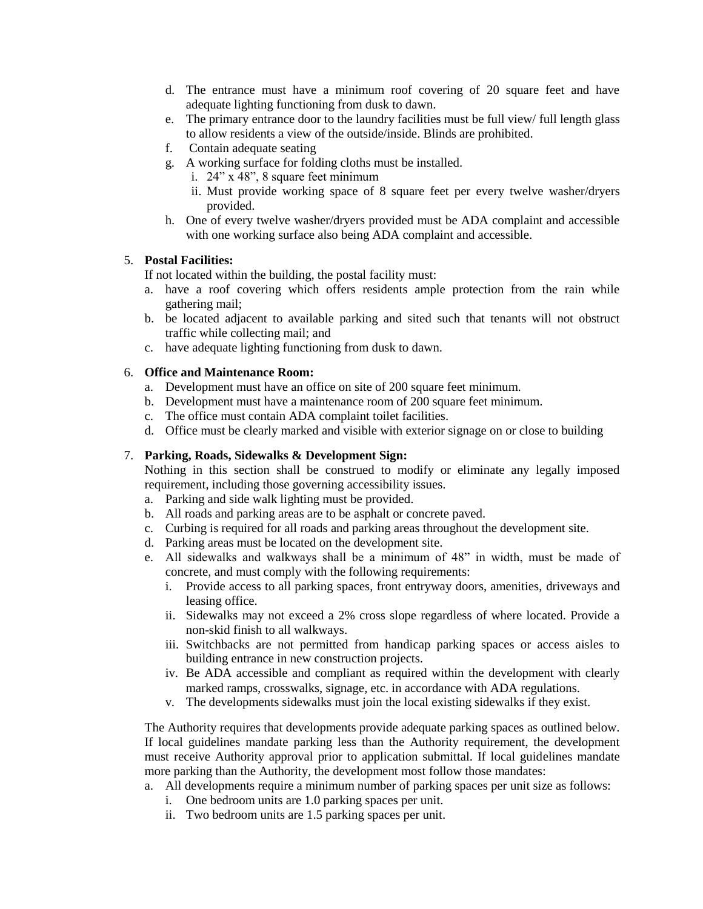d. The entrance must have a minimum roof covering of 20 square feet and have adequate lighting functioning from dusk to dawn.
e. The primary entrance door to the laundry facilities must be full view/ full length glass to allow residents a view of the outside/inside. Blinds are prohibited.
f. Contain adequate seating
g. A working surface for folding cloths must be installed.
   i. 24" x 48", 8 square feet minimum
   ii. Must provide working space of 8 square feet per every twelve washer/dryers provided.
h. One of every twelve washer/dryers provided must be ADA complaint and accessible with one working surface also being ADA complaint and accessible.

5. **Postal Facilities:**

   If not located within the building, the postal facility must:

   a. have a roof covering which offers residents ample protection from the rain while gathering mail;
   b. be located adjacent to available parking and sited such that tenants will not obstruct traffic while collecting mail; and
   c. have adequate lighting functioning from dusk to dawn.

6. **Office and Maintenance Room:**
   a. Development must have an office on site of 200 square feet minimum.
   b. Development must have a maintenance room of 200 square feet minimum.
   c. The office must contain ADA complaint toilet facilities.
   d. Office must be clearly marked and visible with exterior signage on or close to building

7. **Parking, Roads, Sidewalks & Development Sign:**

   Nothing in this section shall be construed to modify or eliminate any legally imposed requirement, including those governing accessibility issues.

   a. Parking and side walk lighting must be provided.
   b. All roads and parking areas are to be asphalt or concrete paved.
   c. Curbing is required for all roads and parking areas throughout the development site.
   d. Parking areas must be located on the development site.
   e. All sidewalks and walkways shall be a minimum of 48" in width, must be made of concrete, and must comply with the following requirements:
      i. Provide access to all parking spaces, front entryway doors, amenities, driveways and leasing office.
      ii. Sidewalks may not exceed a 2% cross slope regardless of where located. Provide a non-skid finish to all walkways.
      iii. Switchbacks are not permitted from handicap parking spaces or access aisles to building entrance in new construction projects.
      iv. Be ADA accessible and compliant as required within the development with clearly marked ramps, crosswalks, signage, etc. in accordance with ADA regulations.
      v. The developments sidewalks must join the local existing sidewalks if they exist.

   The Authority requires that developments provide adequate parking spaces as outlined below. If local guidelines mandate parking less than the Authority requirement, the development must receive Authority approval prior to application submittal. If local guidelines mandate more parking than the Authority, the development most follow those mandates:

   a. All developments require a minimum number of parking spaces per unit size as follows:
      i. One bedroom units are 1.0 parking spaces per unit.
      ii. Two bedroom units are 1.5 parking spaces per unit.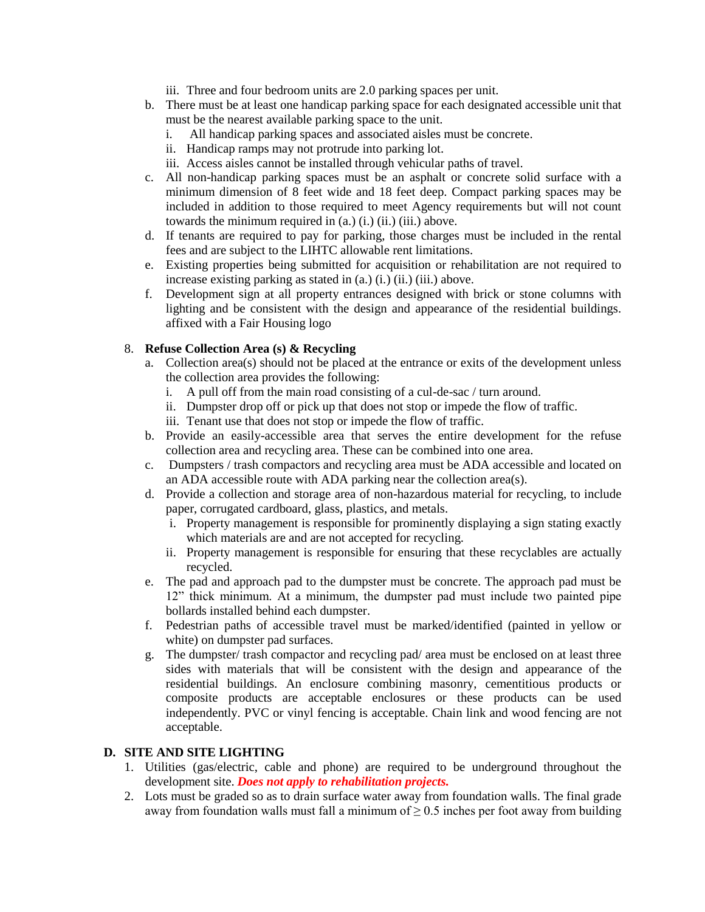iii. Three and four bedroom units are 2.0 parking spaces per unit.

b. There must be at least one handicap parking space for each designated accessible unit that must be the nearest available parking space to the unit.
    i. All handicap parking spaces and associated aisles must be concrete.
    ii. Handicap ramps may not protrude into parking lot.
    iii. Access aisles cannot be installed through vehicular paths of travel.
c. All non-handicap parking spaces must be an asphalt or concrete solid surface with a minimum dimension of 8 feet wide and 18 feet deep. Compact parking spaces may be included in addition to those required to meet Agency requirements but will not count towards the minimum required in (a.) (i.) (ii.) (iii.) above.
d. If tenants are required to pay for parking, those charges must be included in the rental fees and are subject to the LIHTC allowable rent limitations.
e. Existing properties being submitted for acquisition or rehabilitation are not required to increase existing parking as stated in (a.) (i.) (ii.) (iii.) above.
f. Development sign at all property entrances designed with brick or stone columns with lighting and be consistent with the design and appearance of the residential buildings. affixed with a Fair Housing logo

8. **Refuse Collection Area (s) & Recycling**
    a. Collection area(s) should not be placed at the entrance or exits of the development unless the collection area provides the following:
        i. A pull off from the main road consisting of a cul-de-sac / turn around.
        ii. Dumpster drop off or pick up that does not stop or impede the flow of traffic.
        iii. Tenant use that does not stop or impede the flow of traffic.
    b. Provide an easily-accessible area that serves the entire development for the refuse collection area and recycling area. These can be combined into one area.
    c. Dumpsters / trash compactors and recycling area must be ADA accessible and located on an ADA accessible route with ADA parking near the collection area(s).
    d. Provide a collection and storage area of non-hazardous material for recycling, to include paper, corrugated cardboard, glass, plastics, and metals.
        i. Property management is responsible for prominently displaying a sign stating exactly which materials are and are not accepted for recycling.
        ii. Property management is responsible for ensuring that these recyclables are actually recycled.
    e. The pad and approach pad to the dumpster must be concrete. The approach pad must be 12” thick minimum. At a minimum, the dumpster pad must include two painted pipe bollards installed behind each dumpster.
    f. Pedestrian paths of accessible travel must be marked/identified (painted in yellow or white) on dumpster pad surfaces.
    g. The dumpster/ trash compactor and recycling pad/ area must be enclosed on at least three sides with materials that will be consistent with the design and appearance of the residential buildings. An enclosure combining masonry, cementitious products or composite products are acceptable enclosures or these products can be used independently. PVC or vinyl fencing is acceptable. Chain link and wood fencing are not acceptable.

## D. SITE AND SITE LIGHTING

1. Utilities (gas/electric, cable and phone) are required to be underground throughout the development site. ***Does not apply to rehabilitation projects.***
2. Lots must be graded so as to drain surface water away from foundation walls. The final grade away from foundation walls must fall a minimum of $\geq 0.5$ inches per foot away from building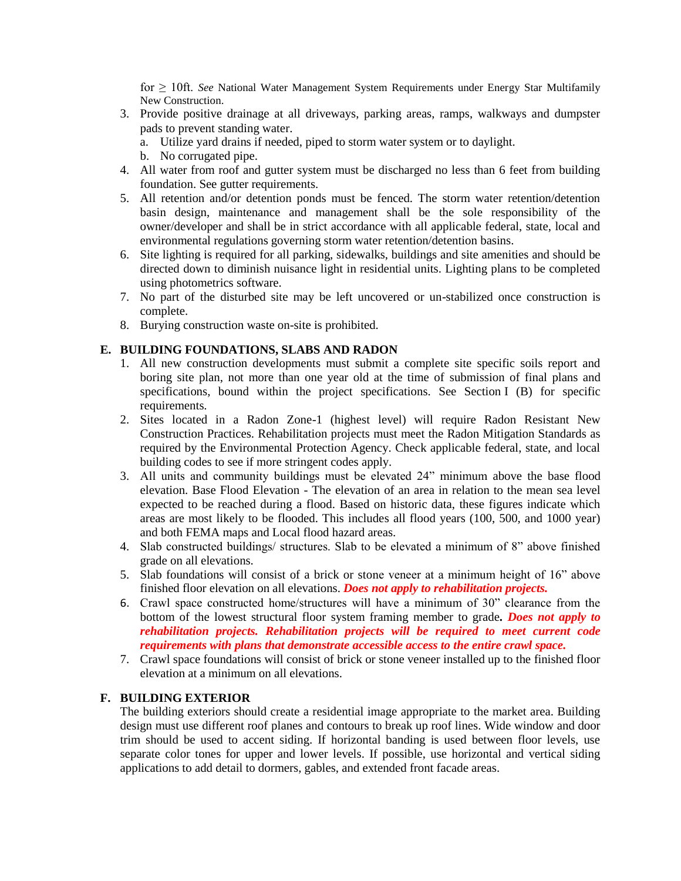for ≥ 10ft. *See* National Water Management System Requirements under Energy Star Multifamily New Construction.

3. Provide positive drainage at all driveways, parking areas, ramps, walkways and dumpster pads to prevent standing water.
   a. Utilize yard drains if needed, piped to storm water system or to daylight.
   b. No corrugated pipe.
4. All water from roof and gutter system must be discharged no less than 6 feet from building foundation. See gutter requirements.
5. All retention and/or detention ponds must be fenced. The storm water retention/detention basin design, maintenance and management shall be the sole responsibility of the owner/developer and shall be in strict accordance with all applicable federal, state, local and environmental regulations governing storm water retention/detention basins.
6. Site lighting is required for all parking, sidewalks, buildings and site amenities and should be directed down to diminish nuisance light in residential units. Lighting plans to be completed using photometrics software.
7. No part of the disturbed site may be left uncovered or un-stabilized once construction is complete.
8. Burying construction waste on-site is prohibited.

## E. BUILDING FOUNDATIONS, SLABS AND RADON

1. All new construction developments must submit a complete site specific soils report and boring site plan, not more than one year old at the time of submission of final plans and specifications, bound within the project specifications. See Section I (B) for specific requirements.
2. Sites located in a Radon Zone-1 (highest level) will require Radon Resistant New Construction Practices. Rehabilitation projects must meet the Radon Mitigation Standards as required by the Environmental Protection Agency. Check applicable federal, state, and local building codes to see if more stringent codes apply.
3. All units and community buildings must be elevated 24" minimum above the base flood elevation. Base Flood Elevation - The elevation of an area in relation to the mean sea level expected to be reached during a flood. Based on historic data, these figures indicate which areas are most likely to be flooded. This includes all flood years (100, 500, and 1000 year) and both FEMA maps and Local flood hazard areas.
4. Slab constructed buildings/ structures. Slab to be elevated a minimum of 8" above finished grade on all elevations.
5. Slab foundations will consist of a brick or stone veneer at a minimum height of 16" above finished floor elevation on all elevations. ***Does not apply to rehabilitation projects.***
6. Crawl space constructed home/structures will have a minimum of 30" clearance from the bottom of the lowest structural floor system framing member to grade**.** ***Does not apply to rehabilitation projects. Rehabilitation projects will be required to meet current code requirements with plans that demonstrate accessible access to the entire crawl space.***
7. Crawl space foundations will consist of brick or stone veneer installed up to the finished floor elevation at a minimum on all elevations.

## F. BUILDING EXTERIOR

The building exteriors should create a residential image appropriate to the market area. Building design must use different roof planes and contours to break up roof lines. Wide window and door trim should be used to accent siding. If horizontal banding is used between floor levels, use separate color tones for upper and lower levels. If possible, use horizontal and vertical siding applications to add detail to dormers, gables, and extended front facade areas.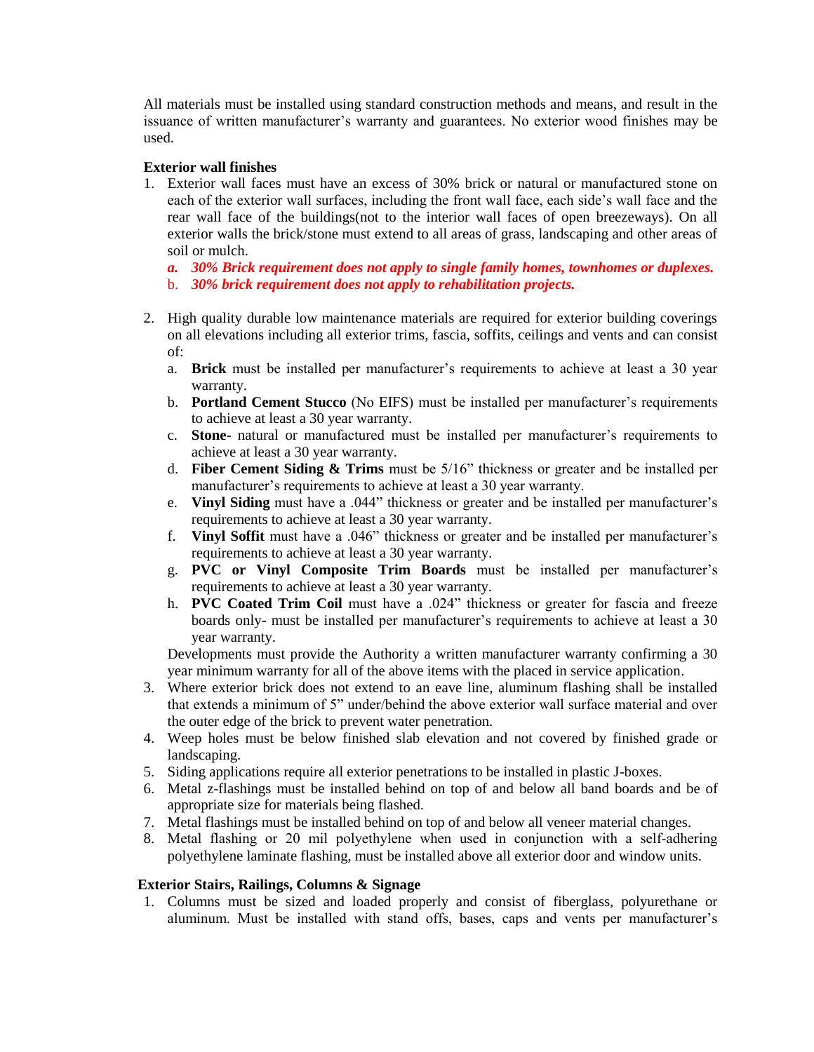All materials must be installed using standard construction methods and means, and result in the issuance of written manufacturer's warranty and guarantees. No exterior wood finishes may be used.

**Exterior wall finishes**

1. Exterior wall faces must have an excess of 30% brick or natural or manufactured stone on each of the exterior wall surfaces, including the front wall face, each side's wall face and the rear wall face of the buildings(not to the interior wall faces of open breezeways). On all exterior walls the brick/stone must extend to all areas of grass, landscaping and other areas of soil or mulch.
   a. ***30% Brick requirement does not apply to single family homes, townhomes or duplexes.***
   b. ***30% brick requirement does not apply to rehabilitation projects.***

2. High quality durable low maintenance materials are required for exterior building coverings on all elevations including all exterior trims, fascia, soffits, ceilings and vents and can consist of:
   a. **Brick** must be installed per manufacturer's requirements to achieve at least a 30 year warranty.
   b. **Portland Cement Stucco** (No EIFS) must be installed per manufacturer's requirements to achieve at least a 30 year warranty.
   c. **Stone**- natural or manufactured must be installed per manufacturer's requirements to achieve at least a 30 year warranty.
   d. **Fiber Cement Siding & Trims** must be 5/16" thickness or greater and be installed per manufacturer's requirements to achieve at least a 30 year warranty.
   e. **Vinyl Siding** must have a .044" thickness or greater and be installed per manufacturer's requirements to achieve at least a 30 year warranty.
   f. **Vinyl Soffit** must have a .046" thickness or greater and be installed per manufacturer's requirements to achieve at least a 30 year warranty.
   g. **PVC or Vinyl Composite Trim Boards** must be installed per manufacturer's requirements to achieve at least a 30 year warranty.
   h. **PVC Coated Trim Coil** must have a .024" thickness or greater for fascia and freeze boards only- must be installed per manufacturer's requirements to achieve at least a 30 year warranty.

   Developments must provide the Authority a written manufacturer warranty confirming a 30 year minimum warranty for all of the above items with the placed in service application.
3. Where exterior brick does not extend to an eave line, aluminum flashing shall be installed that extends a minimum of 5" under/behind the above exterior wall surface material and over the outer edge of the brick to prevent water penetration.
4. Weep holes must be below finished slab elevation and not covered by finished grade or landscaping.
5. Siding applications require all exterior penetrations to be installed in plastic J-boxes.
6. Metal z-flashings must be installed behind on top of and below all band boards and be of appropriate size for materials being flashed.
7. Metal flashings must be installed behind on top of and below all veneer material changes.
8. Metal flashing or 20 mil polyethylene when used in conjunction with a self-adhering polyethylene laminate flashing, must be installed above all exterior door and window units.

**Exterior Stairs, Railings, Columns & Signage**

1. Columns must be sized and loaded properly and consist of fiberglass, polyurethane or aluminum. Must be installed with stand offs, bases, caps and vents per manufacturer's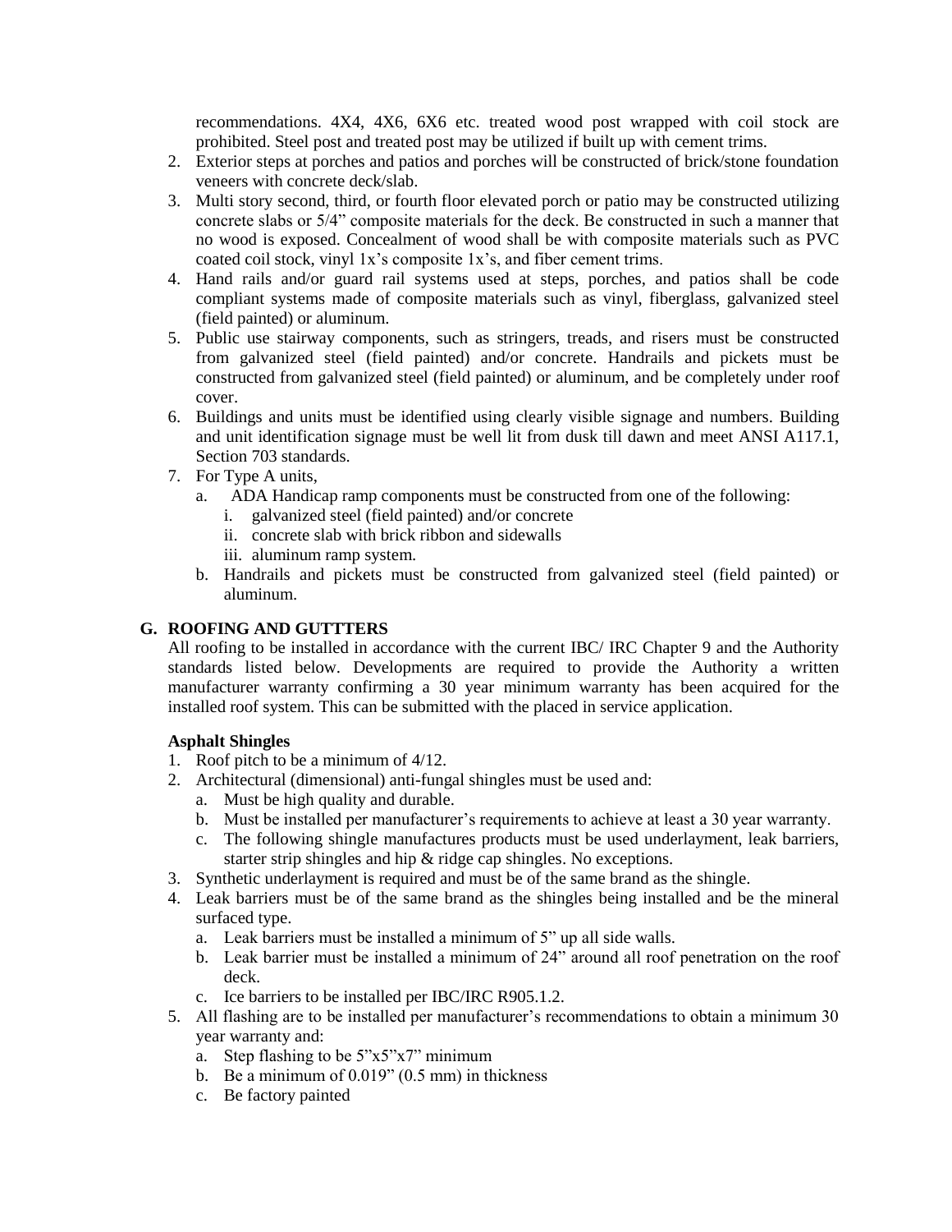recommendations. 4X4, 4X6, 6X6 etc. treated wood post wrapped with coil stock are prohibited. Steel post and treated post may be utilized if built up with cement trims.

2. Exterior steps at porches and patios and porches will be constructed of brick/stone foundation veneers with concrete deck/slab.
3. Multi story second, third, or fourth floor elevated porch or patio may be constructed utilizing concrete slabs or 5/4" composite materials for the deck. Be constructed in such a manner that no wood is exposed. Concealment of wood shall be with composite materials such as PVC coated coil stock, vinyl 1x's composite 1x's, and fiber cement trims.
4. Hand rails and/or guard rail systems used at steps, porches, and patios shall be code compliant systems made of composite materials such as vinyl, fiberglass, galvanized steel (field painted) or aluminum.
5. Public use stairway components, such as stringers, treads, and risers must be constructed from galvanized steel (field painted) and/or concrete. Handrails and pickets must be constructed from galvanized steel (field painted) or aluminum, and be completely under roof cover.
6. Buildings and units must be identified using clearly visible signage and numbers. Building and unit identification signage must be well lit from dusk till dawn and meet ANSI A117.1, Section 703 standards.
7. For Type A units,
   a. ADA Handicap ramp components must be constructed from one of the following:
      i. galvanized steel (field painted) and/or concrete
      ii. concrete slab with brick ribbon and sidewalls
      iii. aluminum ramp system.
   b. Handrails and pickets must be constructed from galvanized steel (field painted) or aluminum.

## G. ROOFING AND GUTTTERS

All roofing to be installed in accordance with the current IBC/ IRC Chapter 9 and the Authority standards listed below. Developments are required to provide the Authority a written manufacturer warranty confirming a 30 year minimum warranty has been acquired for the installed roof system. This can be submitted with the placed in service application.

**Asphalt Shingles**

1. Roof pitch to be a minimum of 4/12.
2. Architectural (dimensional) anti-fungal shingles must be used and:
   a. Must be high quality and durable.
   b. Must be installed per manufacturer's requirements to achieve at least a 30 year warranty.
   c. The following shingle manufactures products must be used underlayment, leak barriers, starter strip shingles and hip & ridge cap shingles. No exceptions.
3. Synthetic underlayment is required and must be of the same brand as the shingle.
4. Leak barriers must be of the same brand as the shingles being installed and be the mineral surfaced type.
   a. Leak barriers must be installed a minimum of 5" up all side walls.
   b. Leak barrier must be installed a minimum of 24" around all roof penetration on the roof deck.
   c. Ice barriers to be installed per IBC/IRC R905.1.2.
5. All flashing are to be installed per manufacturer's recommendations to obtain a minimum 30 year warranty and:
   a. Step flashing to be 5"x5"x7" minimum
   b. Be a minimum of 0.019" (0.5 mm) in thickness
   c. Be factory painted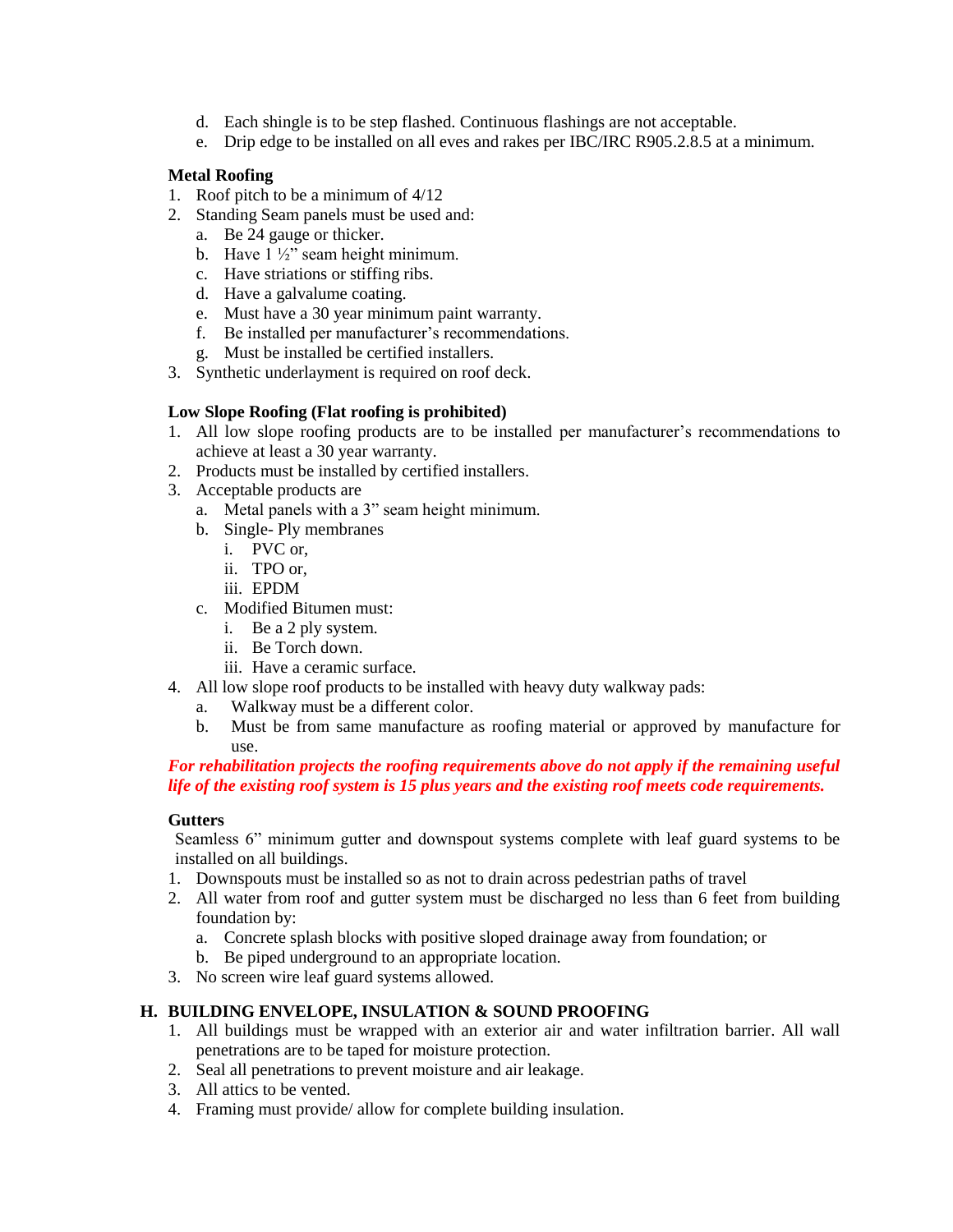d. Each shingle is to be step flashed. Continuous flashings are not acceptable.
   e. Drip edge to be installed on all eves and rakes per IBC/IRC R905.2.8.5 at a minimum.

**Metal Roofing**

1. Roof pitch to be a minimum of 4/12
2. Standing Seam panels must be used and:
   a. Be 24 gauge or thicker.
   b. Have 1 ½" seam height minimum.
   c. Have striations or stiffing ribs.
   d. Have a galvalume coating.
   e. Must have a 30 year minimum paint warranty.
   f. Be installed per manufacturer's recommendations.
   g. Must be installed be certified installers.
3. Synthetic underlayment is required on roof deck.

**Low Slope Roofing (Flat roofing is prohibited)**

1. All low slope roofing products are to be installed per manufacturer's recommendations to achieve at least a 30 year warranty.
2. Products must be installed by certified installers.
3. Acceptable products are
   a. Metal panels with a 3" seam height minimum.
   b. Single- Ply membranes
      i. PVC or,
      ii. TPO or,
      iii. EPDM
   c. Modified Bitumen must:
      i. Be a 2 ply system.
      ii. Be Torch down.
      iii. Have a ceramic surface.
4. All low slope roof products to be installed with heavy duty walkway pads:
   a. Walkway must be a different color.
   b. Must be from same manufacture as roofing material or approved by manufacture for use.

***For rehabilitation projects the roofing requirements above do not apply if the remaining useful life of the existing roof system is 15 plus years and the existing roof meets code requirements.***

**Gutters**

Seamless 6" minimum gutter and downspout systems complete with leaf guard systems to be installed on all buildings.

1. Downspouts must be installed so as not to drain across pedestrian paths of travel
2. All water from roof and gutter system must be discharged no less than 6 feet from building foundation by:
   a. Concrete splash blocks with positive sloped drainage away from foundation; or
   b. Be piped underground to an appropriate location.
3. No screen wire leaf guard systems allowed.

## H. BUILDING ENVELOPE, INSULATION & SOUND PROOFING

1. All buildings must be wrapped with an exterior air and water infiltration barrier. All wall penetrations are to be taped for moisture protection.
2. Seal all penetrations to prevent moisture and air leakage.
3. All attics to be vented.
4. Framing must provide/ allow for complete building insulation.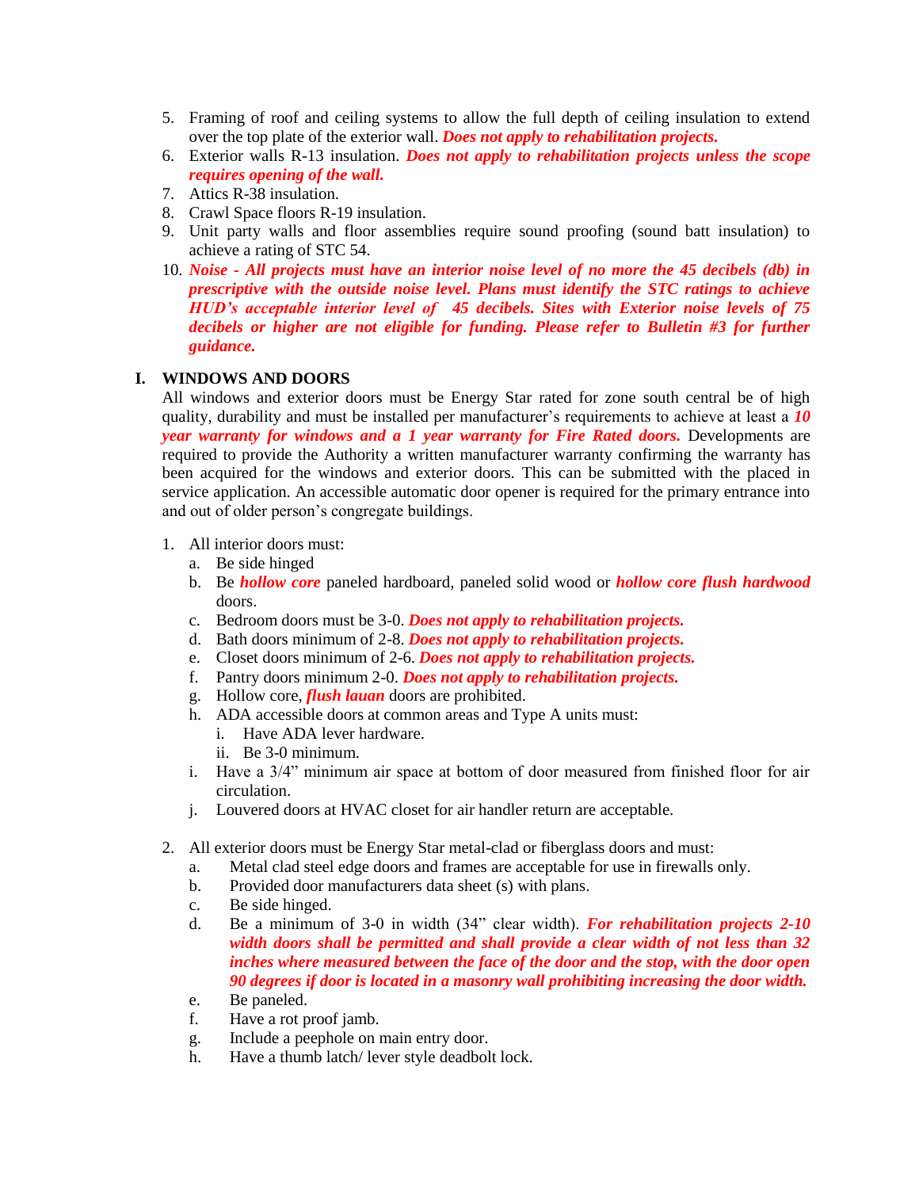5. Framing of roof and ceiling systems to allow the full depth of ceiling insulation to extend over the top plate of the exterior wall. ***Does not apply to rehabilitation projects.***
6. Exterior walls R-13 insulation. ***Does not apply to rehabilitation projects unless the scope requires opening of the wall.***
7. Attics R-38 insulation.
8. Crawl Space floors R-19 insulation.
9. Unit party walls and floor assemblies require sound proofing (sound batt insulation) to achieve a rating of STC 54.
10. ***Noise - All projects must have an interior noise level of no more the 45 decibels (db) in prescriptive with the outside noise level. Plans must identify the STC ratings to achieve HUD's acceptable interior level of 45 decibels. Sites with Exterior noise levels of 75 decibels or higher are not eligible for funding. Please refer to Bulletin #3 for further guidance.***

## I. WINDOWS AND DOORS

All windows and exterior doors must be Energy Star rated for zone south central be of high quality, durability and must be installed per manufacturer's requirements to achieve at least a ***10 year warranty for windows and a 1 year warranty for Fire Rated doors.*** Developments are required to provide the Authority a written manufacturer warranty confirming the warranty has been acquired for the windows and exterior doors. This can be submitted with the placed in service application. An accessible automatic door opener is required for the primary entrance into and out of older person's congregate buildings.

1. All interior doors must:
   a. Be side hinged
   b. Be ***hollow core*** paneled hardboard, paneled solid wood or ***hollow core flush hardwood*** doors.
   c. Bedroom doors must be 3-0. ***Does not apply to rehabilitation projects.***
   d. Bath doors minimum of 2-8. ***Does not apply to rehabilitation projects.***
   e. Closet doors minimum of 2-6. ***Does not apply to rehabilitation projects.***
   f. Pantry doors minimum 2-0. ***Does not apply to rehabilitation projects.***
   g. Hollow core, ***flush lauan*** doors are prohibited.
   h. ADA accessible doors at common areas and Type A units must:
      i. Have ADA lever hardware.
      ii. Be 3-0 minimum.
   i. Have a 3/4" minimum air space at bottom of door measured from finished floor for air circulation.
   j. Louvered doors at HVAC closet for air handler return are acceptable.

2. All exterior doors must be Energy Star metal-clad or fiberglass doors and must:
   a. Metal clad steel edge doors and frames are acceptable for use in firewalls only.
   b. Provided door manufacturers data sheet (s) with plans.
   c. Be side hinged.
   d. Be a minimum of 3-0 in width (34" clear width). ***For rehabilitation projects 2-10 width doors shall be permitted and shall provide a clear width of not less than 32 inches where measured between the face of the door and the stop, with the door open 90 degrees if door is located in a masonry wall prohibiting increasing the door width.***
   e. Be paneled.
   f. Have a rot proof jamb.
   g. Include a peephole on main entry door.
   h. Have a thumb latch/ lever style deadbolt lock.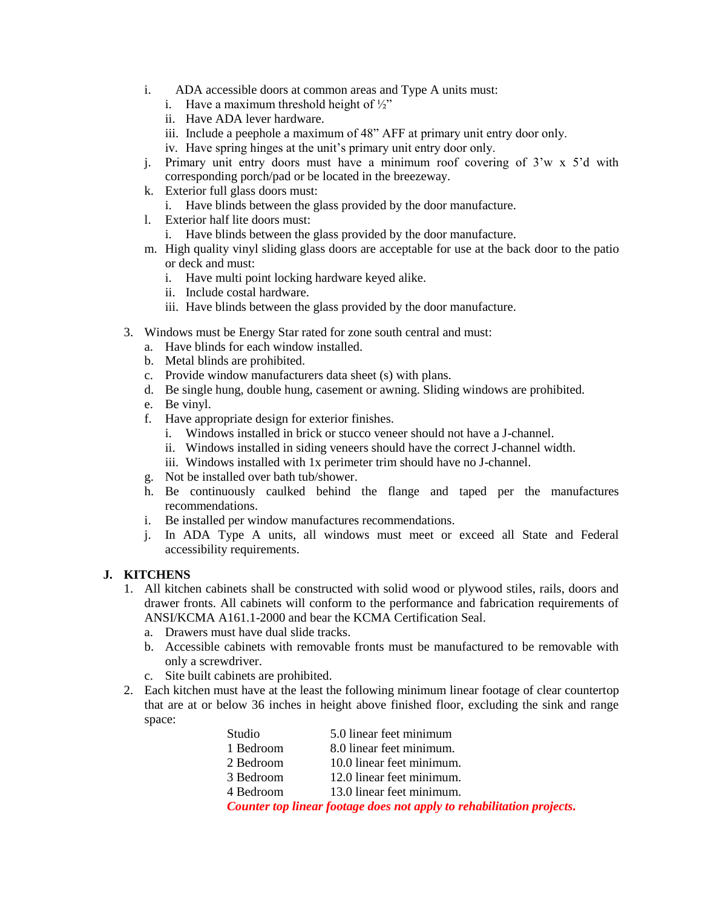i. ADA accessible doors at common areas and Type A units must:
   i. Have a maximum threshold height of ½"
   ii. Have ADA lever hardware.
   iii. Include a peephole a maximum of 48" AFF at primary unit entry door only.
   iv. Have spring hinges at the unit's primary unit entry door only.

j. Primary unit entry doors must have a minimum roof covering of 3'w x 5'd with corresponding porch/pad or be located in the breezeway.

k. Exterior full glass doors must:
   i. Have blinds between the glass provided by the door manufacture.

l. Exterior half lite doors must:
   i. Have blinds between the glass provided by the door manufacture.

m. High quality vinyl sliding glass doors are acceptable for use at the back door to the patio or deck and must:
   i. Have multi point locking hardware keyed alike.
   ii. Include costal hardware.
   iii. Have blinds between the glass provided by the door manufacture.

3. Windows must be Energy Star rated for zone south central and must:
   a. Have blinds for each window installed.
   b. Metal blinds are prohibited.
   c. Provide window manufacturers data sheet (s) with plans.
   d. Be single hung, double hung, casement or awning. Sliding windows are prohibited.
   e. Be vinyl.
   f. Have appropriate design for exterior finishes.
      i. Windows installed in brick or stucco veneer should not have a J-channel.
      ii. Windows installed in siding veneers should have the correct J-channel width.
      iii. Windows installed with 1x perimeter trim should have no J-channel.
   g. Not be installed over bath tub/shower.
   h. Be continuously caulked behind the flange and taped per the manufactures recommendations.
   i. Be installed per window manufactures recommendations.
   j. In ADA Type A units, all windows must meet or exceed all State and Federal accessibility requirements.

## J. KITCHENS

1. All kitchen cabinets shall be constructed with solid wood or plywood stiles, rails, doors and drawer fronts. All cabinets will conform to the performance and fabrication requirements of ANSI/KCMA A161.1-2000 and bear the KCMA Certification Seal.
   a. Drawers must have dual slide tracks.
   b. Accessible cabinets with removable fronts must be manufactured to be removable with only a screwdriver.
   c. Site built cabinets are prohibited.

2. Each kitchen must have at the least the following minimum linear footage of clear countertop that are at or below 36 inches in height above finished floor, excluding the sink and range space:

| | |
|---|---|
| Studio | 5.0 linear feet minimum |
| 1 Bedroom | 8.0 linear feet minimum. |
| 2 Bedroom | 10.0 linear feet minimum. |
| 3 Bedroom | 12.0 linear feet minimum. |
| 4 Bedroom | 13.0 linear feet minimum. |

***Counter top linear footage does not apply to rehabilitation projects.***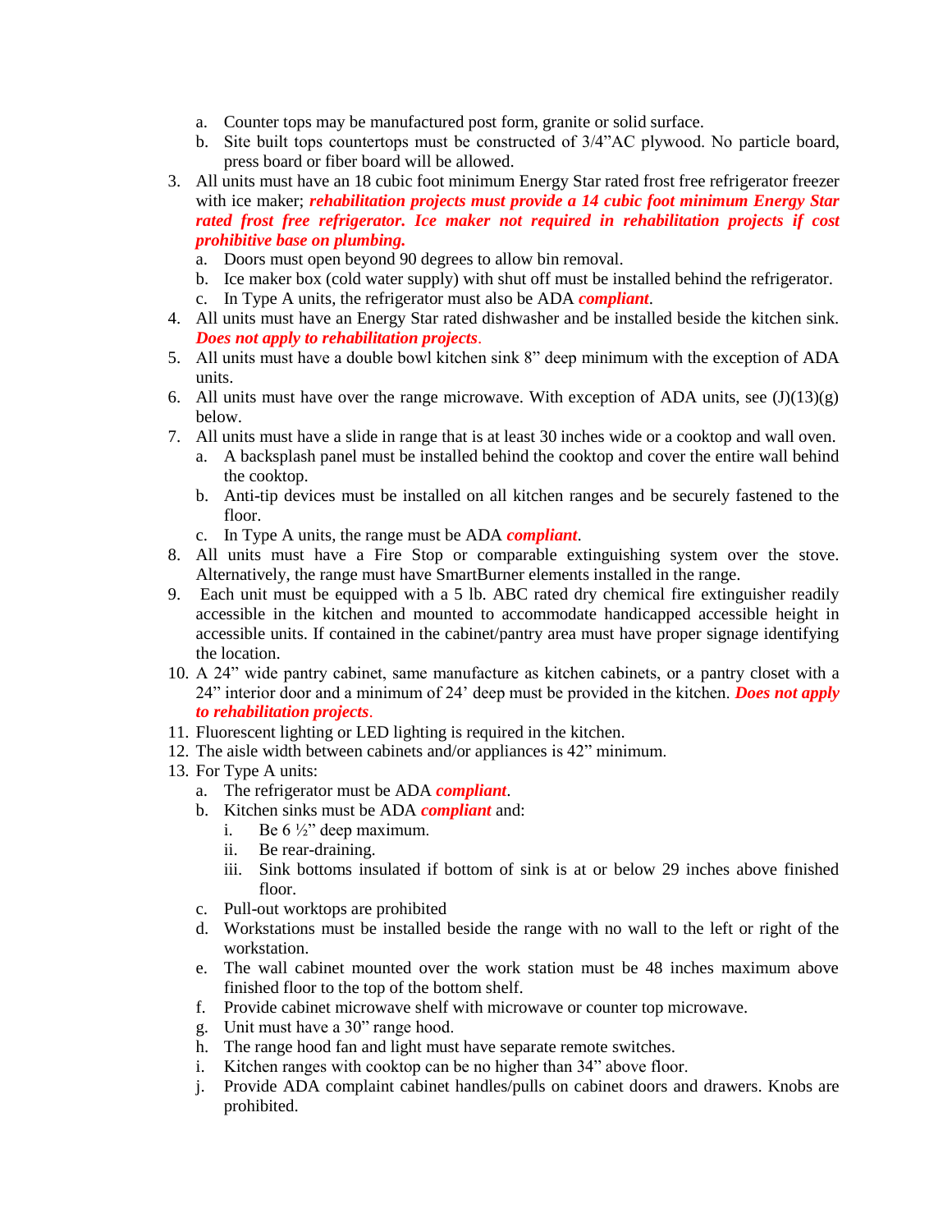a. Counter tops may be manufactured post form, granite or solid surface.
b. Site built tops countertops must be constructed of 3/4"AC plywood. No particle board, press board or fiber board will be allowed.

3. All units must have an 18 cubic foot minimum Energy Star rated frost free refrigerator freezer with ice maker; ***rehabilitation projects must provide a 14 cubic foot minimum Energy Star rated frost free refrigerator. Ice maker not required in rehabilitation projects if cost prohibitive base on plumbing.***
   a. Doors must open beyond 90 degrees to allow bin removal.
   b. Ice maker box (cold water supply) with shut off must be installed behind the refrigerator.
   c. In Type A units, the refrigerator must also be ADA ***compliant***.
4. All units must have an Energy Star rated dishwasher and be installed beside the kitchen sink. ***Does not apply to rehabilitation projects***.
5. All units must have a double bowl kitchen sink 8" deep minimum with the exception of ADA units.
6. All units must have over the range microwave. With exception of ADA units, see (J)(13)(g) below.
7. All units must have a slide in range that is at least 30 inches wide or a cooktop and wall oven.
   a. A backsplash panel must be installed behind the cooktop and cover the entire wall behind the cooktop.
   b. Anti-tip devices must be installed on all kitchen ranges and be securely fastened to the floor.
   c. In Type A units, the range must be ADA ***compliant***.
8. All units must have a Fire Stop or comparable extinguishing system over the stove. Alternatively, the range must have SmartBurner elements installed in the range.
9. Each unit must be equipped with a 5 lb. ABC rated dry chemical fire extinguisher readily accessible in the kitchen and mounted to accommodate handicapped accessible height in accessible units. If contained in the cabinet/pantry area must have proper signage identifying the location.
10. A 24" wide pantry cabinet, same manufacture as kitchen cabinets, or a pantry closet with a 24" interior door and a minimum of 24' deep must be provided in the kitchen. ***Does not apply to rehabilitation projects***.
11. Fluorescent lighting or LED lighting is required in the kitchen.
12. The aisle width between cabinets and/or appliances is 42" minimum.
13. For Type A units:
    a. The refrigerator must be ADA ***compliant***.
    b. Kitchen sinks must be ADA ***compliant*** and:
       i. Be 6 ½" deep maximum.
       ii. Be rear-draining.
       iii. Sink bottoms insulated if bottom of sink is at or below 29 inches above finished floor.
    c. Pull-out worktops are prohibited
    d. Workstations must be installed beside the range with no wall to the left or right of the workstation.
    e. The wall cabinet mounted over the work station must be 48 inches maximum above finished floor to the top of the bottom shelf.
    f. Provide cabinet microwave shelf with microwave or counter top microwave.
    g. Unit must have a 30" range hood.
    h. The range hood fan and light must have separate remote switches.
    i. Kitchen ranges with cooktop can be no higher than 34" above floor.
    j. Provide ADA complaint cabinet handles/pulls on cabinet doors and drawers. Knobs are prohibited.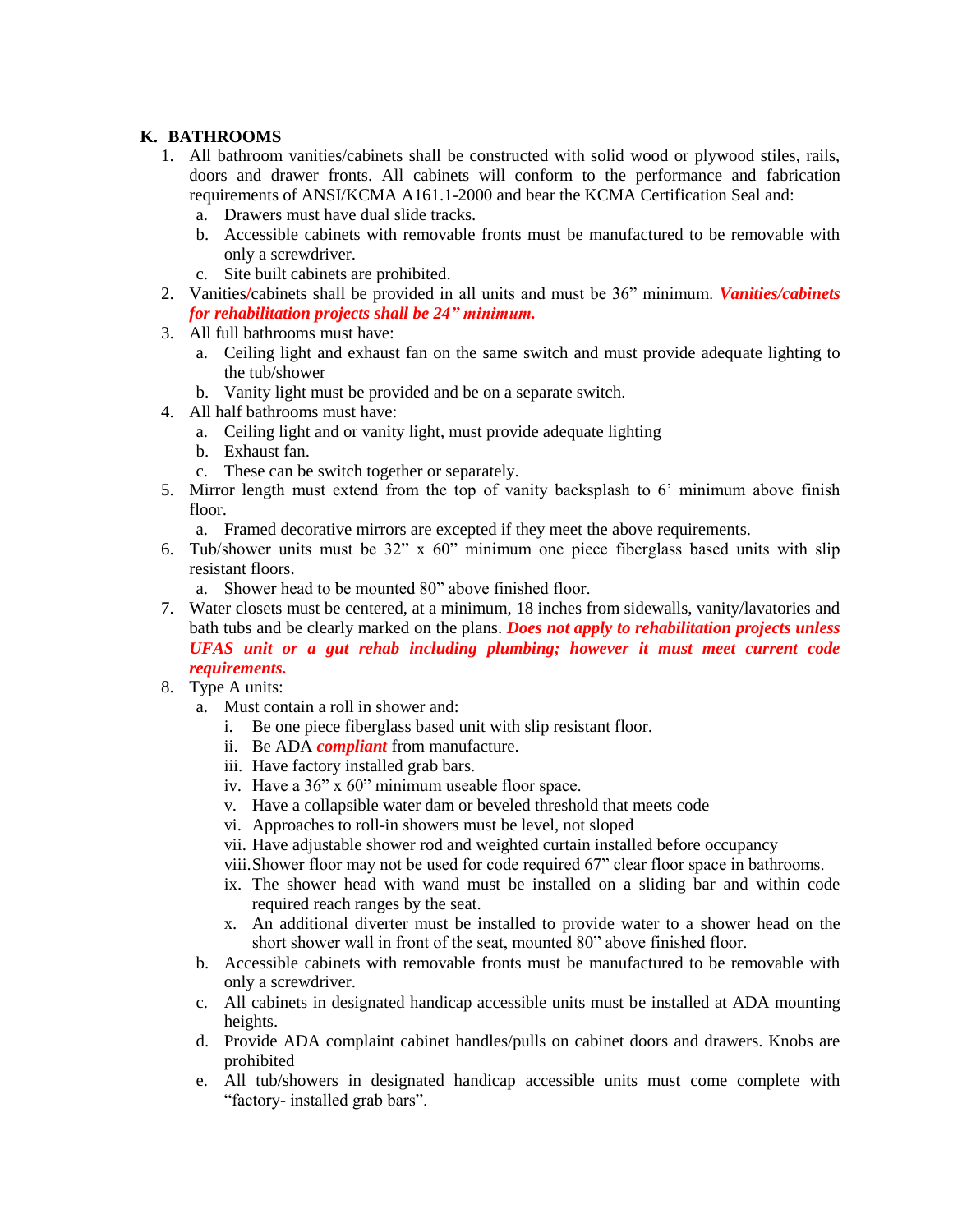### K. BATHROOMS

1. All bathroom vanities/cabinets shall be constructed with solid wood or plywood stiles, rails, doors and drawer fronts. All cabinets will conform to the performance and fabrication requirements of ANSI/KCMA A161.1-2000 and bear the KCMA Certification Seal and:
   a. Drawers must have dual slide tracks.
   b. Accessible cabinets with removable fronts must be manufactured to be removable with only a screwdriver.
   c. Site built cabinets are prohibited.
2. Vanities/cabinets shall be provided in all units and must be 36" minimum. ***Vanities/cabinets for rehabilitation projects shall be 24" minimum.***
3. All full bathrooms must have:
   a. Ceiling light and exhaust fan on the same switch and must provide adequate lighting to the tub/shower
   b. Vanity light must be provided and be on a separate switch.
4. All half bathrooms must have:
   a. Ceiling light and or vanity light, must provide adequate lighting
   b. Exhaust fan.
   c. These can be switch together or separately.
5. Mirror length must extend from the top of vanity backsplash to 6' minimum above finish floor.
   a. Framed decorative mirrors are excepted if they meet the above requirements.
6. Tub/shower units must be 32" x 60" minimum one piece fiberglass based units with slip resistant floors.
   a. Shower head to be mounted 80" above finished floor.
7. Water closets must be centered, at a minimum, 18 inches from sidewalls, vanity/lavatories and bath tubs and be clearly marked on the plans. ***Does not apply to rehabilitation projects unless UFAS unit or a gut rehab including plumbing; however it must meet current code requirements.***
8. Type A units:
   a. Must contain a roll in shower and:
      i. Be one piece fiberglass based unit with slip resistant floor.
      ii. Be ADA ***compliant*** from manufacture.
      iii. Have factory installed grab bars.
      iv. Have a 36" x 60" minimum useable floor space.
      v. Have a collapsible water dam or beveled threshold that meets code
      vi. Approaches to roll-in showers must be level, not sloped
      vii. Have adjustable shower rod and weighted curtain installed before occupancy
      viii. Shower floor may not be used for code required 67" clear floor space in bathrooms.
      ix. The shower head with wand must be installed on a sliding bar and within code required reach ranges by the seat.
      x. An additional diverter must be installed to provide water to a shower head on the short shower wall in front of the seat, mounted 80" above finished floor.
   b. Accessible cabinets with removable fronts must be manufactured to be removable with only a screwdriver.
   c. All cabinets in designated handicap accessible units must be installed at ADA mounting heights.
   d. Provide ADA complaint cabinet handles/pulls on cabinet doors and drawers. Knobs are prohibited
   e. All tub/showers in designated handicap accessible units must come complete with "factory- installed grab bars".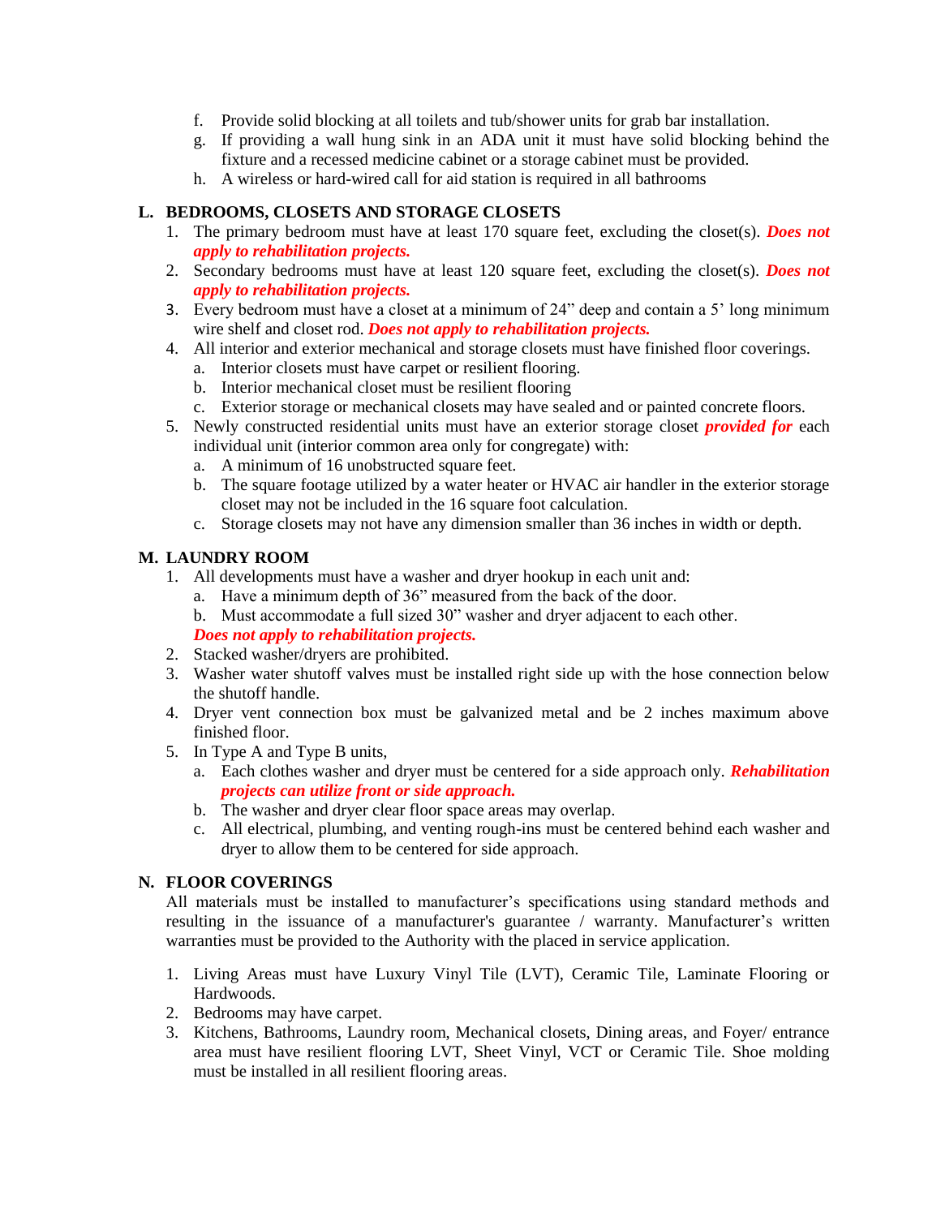f. Provide solid blocking at all toilets and tub/shower units for grab bar installation.
g. If providing a wall hung sink in an ADA unit it must have solid blocking behind the fixture and a recessed medicine cabinet or a storage cabinet must be provided.
h. A wireless or hard-wired call for aid station is required in all bathrooms

## L. BEDROOMS, CLOSETS AND STORAGE CLOSETS

1. The primary bedroom must have at least 170 square feet, excluding the closet(s). ***Does not apply to rehabilitation projects.***
2. Secondary bedrooms must have at least 120 square feet, excluding the closet(s). ***Does not apply to rehabilitation projects.***
3. Every bedroom must have a closet at a minimum of 24" deep and contain a 5' long minimum wire shelf and closet rod. ***Does not apply to rehabilitation projects.***
4. All interior and exterior mechanical and storage closets must have finished floor coverings.
   a. Interior closets must have carpet or resilient flooring.
   b. Interior mechanical closet must be resilient flooring
   c. Exterior storage or mechanical closets may have sealed and or painted concrete floors.
5. Newly constructed residential units must have an exterior storage closet ***provided for*** each individual unit (interior common area only for congregate) with:
   a. A minimum of 16 unobstructed square feet.
   b. The square footage utilized by a water heater or HVAC air handler in the exterior storage closet may not be included in the 16 square foot calculation.
   c. Storage closets may not have any dimension smaller than 36 inches in width or depth.

## M. LAUNDRY ROOM

1. All developments must have a washer and dryer hookup in each unit and:
   a. Have a minimum depth of 36" measured from the back of the door.
   b. Must accommodate a full sized 30" washer and dryer adjacent to each other.
   ***Does not apply to rehabilitation projects.***
2. Stacked washer/dryers are prohibited.
3. Washer water shutoff valves must be installed right side up with the hose connection below the shutoff handle.
4. Dryer vent connection box must be galvanized metal and be 2 inches maximum above finished floor.
5. In Type A and Type B units,
   a. Each clothes washer and dryer must be centered for a side approach only. ***Rehabilitation projects can utilize front or side approach.***
   b. The washer and dryer clear floor space areas may overlap.
   c. All electrical, plumbing, and venting rough-ins must be centered behind each washer and dryer to allow them to be centered for side approach.

## N. FLOOR COVERINGS

All materials must be installed to manufacturer's specifications using standard methods and resulting in the issuance of a manufacturer's guarantee / warranty. Manufacturer's written warranties must be provided to the Authority with the placed in service application.

1. Living Areas must have Luxury Vinyl Tile (LVT), Ceramic Tile, Laminate Flooring or Hardwoods.
2. Bedrooms may have carpet.
3. Kitchens, Bathrooms, Laundry room, Mechanical closets, Dining areas, and Foyer/ entrance area must have resilient flooring LVT, Sheet Vinyl, VCT or Ceramic Tile. Shoe molding must be installed in all resilient flooring areas.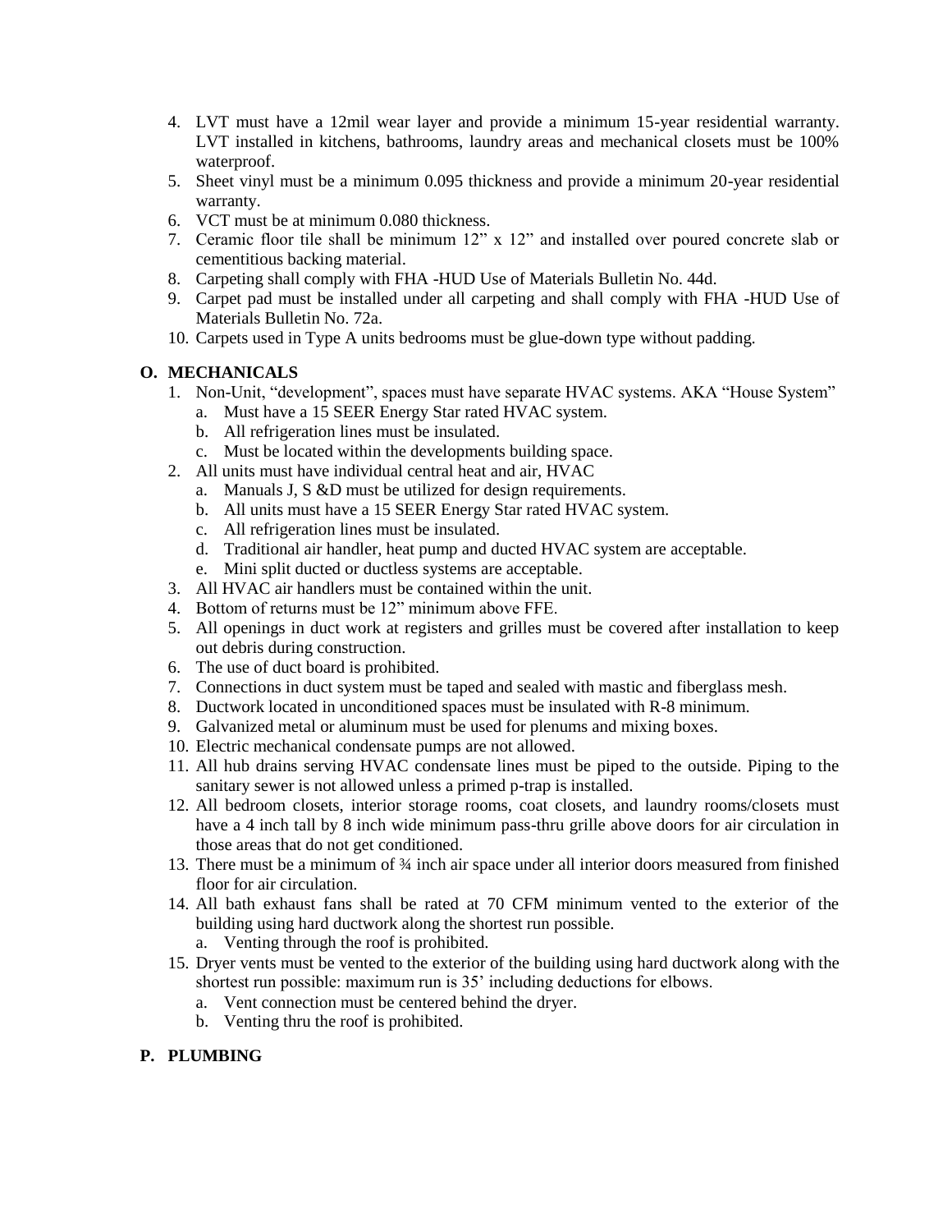4. LVT must have a 12mil wear layer and provide a minimum 15-year residential warranty. LVT installed in kitchens, bathrooms, laundry areas and mechanical closets must be 100% waterproof.
5. Sheet vinyl must be a minimum 0.095 thickness and provide a minimum 20-year residential warranty.
6. VCT must be at minimum 0.080 thickness.
7. Ceramic floor tile shall be minimum 12" x 12" and installed over poured concrete slab or cementitious backing material.
8. Carpeting shall comply with FHA -HUD Use of Materials Bulletin No. 44d.
9. Carpet pad must be installed under all carpeting and shall comply with FHA -HUD Use of Materials Bulletin No. 72a.
10. Carpets used in Type A units bedrooms must be glue-down type without padding.

## O. MECHANICALS

1. Non-Unit, "development", spaces must have separate HVAC systems. AKA "House System"
   a. Must have a 15 SEER Energy Star rated HVAC system.
   b. All refrigeration lines must be insulated.
   c. Must be located within the developments building space.
2. All units must have individual central heat and air, HVAC
   a. Manuals J, S &D must be utilized for design requirements.
   b. All units must have a 15 SEER Energy Star rated HVAC system.
   c. All refrigeration lines must be insulated.
   d. Traditional air handler, heat pump and ducted HVAC system are acceptable.
   e. Mini split ducted or ductless systems are acceptable.
3. All HVAC air handlers must be contained within the unit.
4. Bottom of returns must be 12" minimum above FFE.
5. All openings in duct work at registers and grilles must be covered after installation to keep out debris during construction.
6. The use of duct board is prohibited.
7. Connections in duct system must be taped and sealed with mastic and fiberglass mesh.
8. Ductwork located in unconditioned spaces must be insulated with R-8 minimum.
9. Galvanized metal or aluminum must be used for plenums and mixing boxes.
10. Electric mechanical condensate pumps are not allowed.
11. All hub drains serving HVAC condensate lines must be piped to the outside. Piping to the sanitary sewer is not allowed unless a primed p-trap is installed.
12. All bedroom closets, interior storage rooms, coat closets, and laundry rooms/closets must have a 4 inch tall by 8 inch wide minimum pass-thru grille above doors for air circulation in those areas that do not get conditioned.
13. There must be a minimum of ¾ inch air space under all interior doors measured from finished floor for air circulation.
14. All bath exhaust fans shall be rated at 70 CFM minimum vented to the exterior of the building using hard ductwork along the shortest run possible.
    a. Venting through the roof is prohibited.
15. Dryer vents must be vented to the exterior of the building using hard ductwork along with the shortest run possible: maximum run is 35' including deductions for elbows.
    a. Vent connection must be centered behind the dryer.
    b. Venting thru the roof is prohibited.

## P. PLUMBING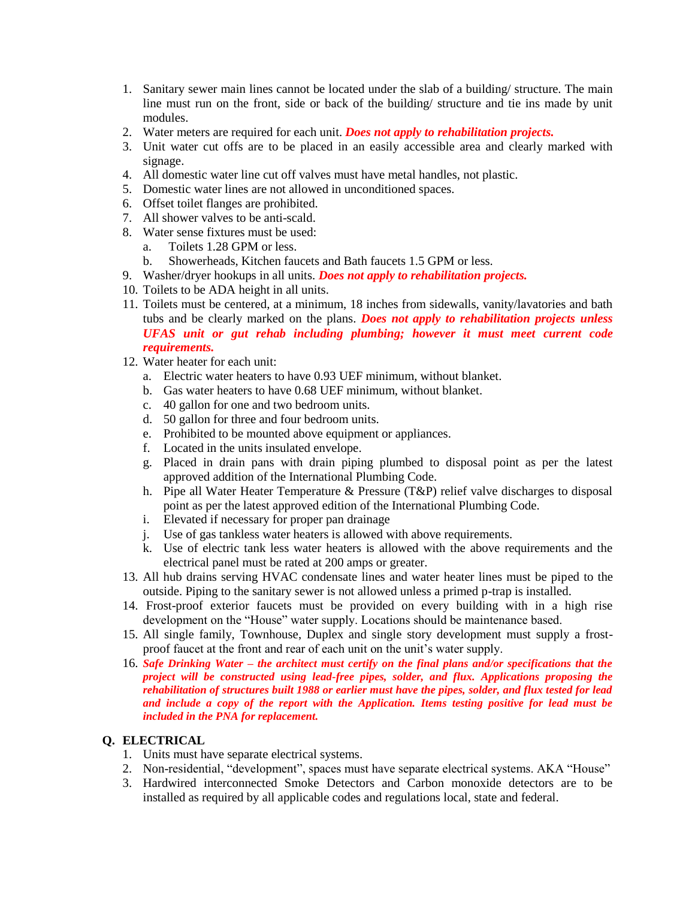1. Sanitary sewer main lines cannot be located under the slab of a building/ structure. The main line must run on the front, side or back of the building/ structure and tie ins made by unit modules.
2. Water meters are required for each unit. ***Does not apply to rehabilitation projects.***
3. Unit water cut offs are to be placed in an easily accessible area and clearly marked with signage.
4. All domestic water line cut off valves must have metal handles, not plastic.
5. Domestic water lines are not allowed in unconditioned spaces.
6. Offset toilet flanges are prohibited.
7. All shower valves to be anti-scald.
8. Water sense fixtures must be used:
   a. Toilets 1.28 GPM or less.
   b. Showerheads, Kitchen faucets and Bath faucets 1.5 GPM or less.
9. Washer/dryer hookups in all units. ***Does not apply to rehabilitation projects.***
10. Toilets to be ADA height in all units.
11. Toilets must be centered, at a minimum, 18 inches from sidewalls, vanity/lavatories and bath tubs and be clearly marked on the plans. ***Does not apply to rehabilitation projects unless UFAS unit or gut rehab including plumbing; however it must meet current code requirements.***
12. Water heater for each unit:
    a. Electric water heaters to have 0.93 UEF minimum, without blanket.
    b. Gas water heaters to have 0.68 UEF minimum, without blanket.
    c. 40 gallon for one and two bedroom units.
    d. 50 gallon for three and four bedroom units.
    e. Prohibited to be mounted above equipment or appliances.
    f. Located in the units insulated envelope.
    g. Placed in drain pans with drain piping plumbed to disposal point as per the latest approved addition of the International Plumbing Code.
    h. Pipe all Water Heater Temperature & Pressure (T&P) relief valve discharges to disposal point as per the latest approved edition of the International Plumbing Code.
    i. Elevated if necessary for proper pan drainage
    j. Use of gas tankless water heaters is allowed with above requirements.
    k. Use of electric tank less water heaters is allowed with the above requirements and the electrical panel must be rated at 200 amps or greater.
13. All hub drains serving HVAC condensate lines and water heater lines must be piped to the outside. Piping to the sanitary sewer is not allowed unless a primed p-trap is installed.
14. Frost-proof exterior faucets must be provided on every building with in a high rise development on the "House" water supply. Locations should be maintenance based.
15. All single family, Townhouse, Duplex and single story development must supply a frost-proof faucet at the front and rear of each unit on the unit's water supply.
16. ***Safe Drinking Water – the architect must certify on the final plans and/or specifications that the project will be constructed using lead-free pipes, solder, and flux. Applications proposing the rehabilitation of structures built 1988 or earlier must have the pipes, solder, and flux tested for lead and include a copy of the report with the Application. Items testing positive for lead must be included in the PNA for replacement.***

## Q. ELECTRICAL

1. Units must have separate electrical systems.
2. Non-residential, "development", spaces must have separate electrical systems. AKA "House"
3. Hardwired interconnected Smoke Detectors and Carbon monoxide detectors are to be installed as required by all applicable codes and regulations local, state and federal.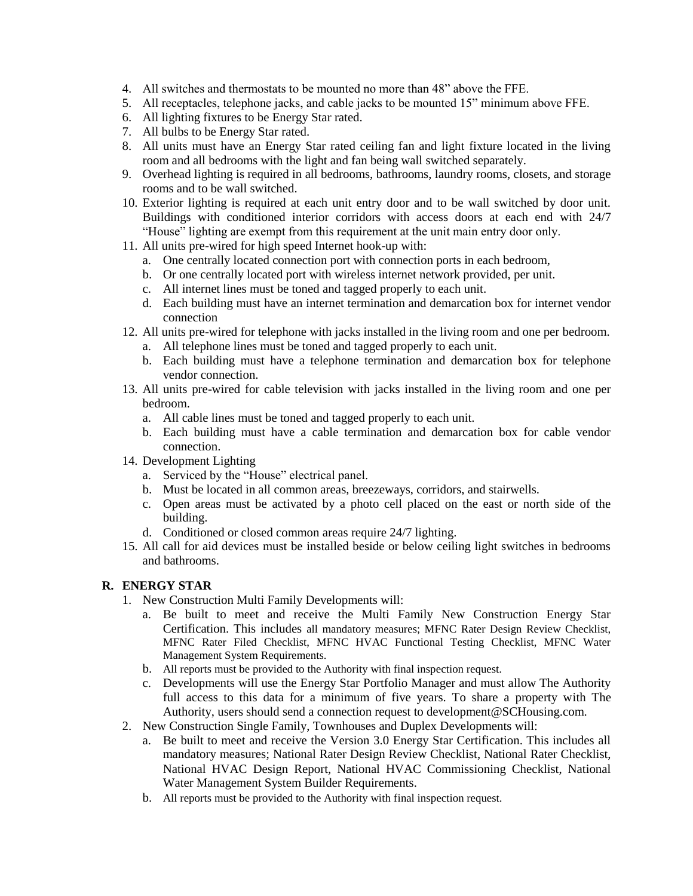4. All switches and thermostats to be mounted no more than 48” above the FFE.
5. All receptacles, telephone jacks, and cable jacks to be mounted 15” minimum above FFE.
6. All lighting fixtures to be Energy Star rated.
7. All bulbs to be Energy Star rated.
8. All units must have an Energy Star rated ceiling fan and light fixture located in the living room and all bedrooms with the light and fan being wall switched separately.
9. Overhead lighting is required in all bedrooms, bathrooms, laundry rooms, closets, and storage rooms and to be wall switched.
10. Exterior lighting is required at each unit entry door and to be wall switched by door unit. Buildings with conditioned interior corridors with access doors at each end with 24/7 “House” lighting are exempt from this requirement at the unit main entry door only.
11. All units pre-wired for high speed Internet hook-up with:
    a. One centrally located connection port with connection ports in each bedroom,
    b. Or one centrally located port with wireless internet network provided, per unit.
    c. All internet lines must be toned and tagged properly to each unit.
    d. Each building must have an internet termination and demarcation box for internet vendor connection
12. All units pre-wired for telephone with jacks installed in the living room and one per bedroom.
    a. All telephone lines must be toned and tagged properly to each unit.
    b. Each building must have a telephone termination and demarcation box for telephone vendor connection.
13. All units pre-wired for cable television with jacks installed in the living room and one per bedroom.
    a. All cable lines must be toned and tagged properly to each unit.
    b. Each building must have a cable termination and demarcation box for cable vendor connection.
14. Development Lighting
    a. Serviced by the “House” electrical panel.
    b. Must be located in all common areas, breezeways, corridors, and stairwells.
    c. Open areas must be activated by a photo cell placed on the east or north side of the building.
    d. Conditioned or closed common areas require 24/7 lighting.
15. All call for aid devices must be installed beside or below ceiling light switches in bedrooms and bathrooms.

**R. ENERGY STAR**

1. New Construction Multi Family Developments will:
    a. Be built to meet and receive the Multi Family New Construction Energy Star Certification. This includes all mandatory measures; MFNC Rater Design Review Checklist, MFNC Rater Filed Checklist, MFNC HVAC Functional Testing Checklist, MFNC Water Management System Requirements.
    b. All reports must be provided to the Authority with final inspection request.
    c. Developments will use the Energy Star Portfolio Manager and must allow The Authority full access to this data for a minimum of five years. To share a property with The Authority, users should send a connection request to development@SCHousing.com.
2. New Construction Single Family, Townhouses and Duplex Developments will:
    a. Be built to meet and receive the Version 3.0 Energy Star Certification. This includes all mandatory measures; National Rater Design Review Checklist, National Rater Checklist, National HVAC Design Report, National HVAC Commissioning Checklist, National Water Management System Builder Requirements.
    b. All reports must be provided to the Authority with final inspection request.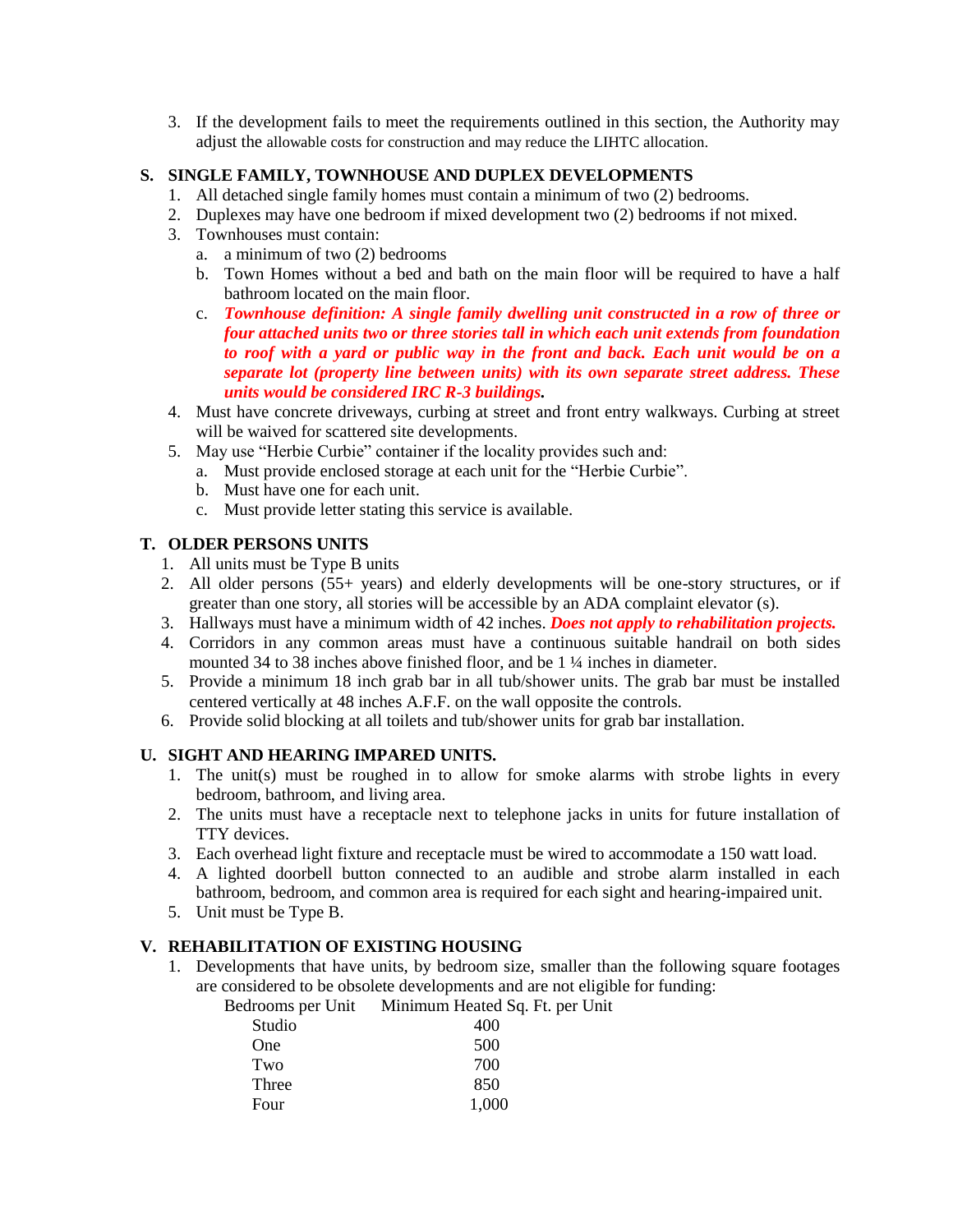3. If the development fails to meet the requirements outlined in this section, the Authority may adjust the allowable costs for construction and may reduce the LIHTC allocation.

## S. SINGLE FAMILY, TOWNHOUSE AND DUPLEX DEVELOPMENTS

1. All detached single family homes must contain a minimum of two (2) bedrooms.
2. Duplexes may have one bedroom if mixed development two (2) bedrooms if not mixed.
3. Townhouses must contain:
   a. a minimum of two (2) bedrooms
   b. Town Homes without a bed and bath on the main floor will be required to have a half bathroom located on the main floor.
   c. ***Townhouse definition: A single family dwelling unit constructed in a row of three or four attached units two or three stories tall in which each unit extends from foundation to roof with a yard or public way in the front and back. Each unit would be on a separate lot (property line between units) with its own separate street address. These units would be considered IRC R-3 buildings.***
4. Must have concrete driveways, curbing at street and front entry walkways. Curbing at street will be waived for scattered site developments.
5. May use "Herbie Curbie" container if the locality provides such and:
   a. Must provide enclosed storage at each unit for the "Herbie Curbie".
   b. Must have one for each unit.
   c. Must provide letter stating this service is available.

## T. OLDER PERSONS UNITS

1. All units must be Type B units
2. All older persons (55+ years) and elderly developments will be one-story structures, or if greater than one story, all stories will be accessible by an ADA complaint elevator (s).
3. Hallways must have a minimum width of 42 inches. ***Does not apply to rehabilitation projects.***
4. Corridors in any common areas must have a continuous suitable handrail on both sides mounted 34 to 38 inches above finished floor, and be 1 ¼ inches in diameter.
5. Provide a minimum 18 inch grab bar in all tub/shower units. The grab bar must be installed centered vertically at 48 inches A.F.F. on the wall opposite the controls.
6. Provide solid blocking at all toilets and tub/shower units for grab bar installation.

## U. SIGHT AND HEARING IMPARED UNITS.

1. The unit(s) must be roughed in to allow for smoke alarms with strobe lights in every bedroom, bathroom, and living area.
2. The units must have a receptacle next to telephone jacks in units for future installation of TTY devices.
3. Each overhead light fixture and receptacle must be wired to accommodate a 150 watt load.
4. A lighted doorbell button connected to an audible and strobe alarm installed in each bathroom, bedroom, and common area is required for each sight and hearing-impaired unit.
5. Unit must be Type B.

## V. REHABILITATION OF EXISTING HOUSING

1. Developments that have units, by bedroom size, smaller than the following square footages are considered to be obsolete developments and are not eligible for funding:

| Bedrooms per Unit | Minimum Heated Sq. Ft. per Unit |
|---|---|
| Studio | 400 |
| One | 500 |
| Two | 700 |
| Three | 850 |
| Four | 1,000 |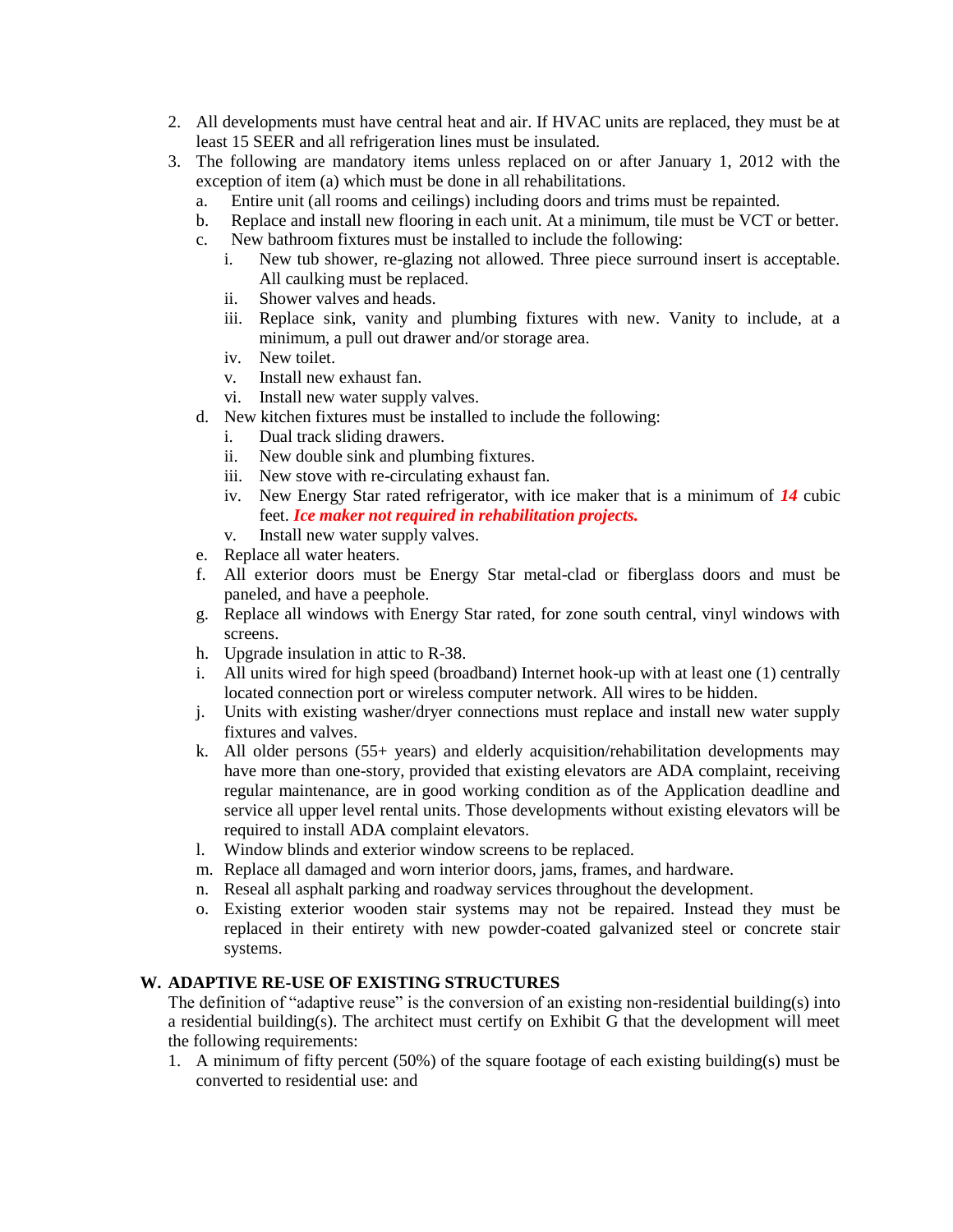2. All developments must have central heat and air. If HVAC units are replaced, they must be at least 15 SEER and all refrigeration lines must be insulated.
3. The following are mandatory items unless replaced on or after January 1, 2012 with the exception of item (a) which must be done in all rehabilitations.
   a. Entire unit (all rooms and ceilings) including doors and trims must be repainted.
   b. Replace and install new flooring in each unit. At a minimum, tile must be VCT or better.
   c. New bathroom fixtures must be installed to include the following:
      i. New tub shower, re-glazing not allowed. Three piece surround insert is acceptable. All caulking must be replaced.
      ii. Shower valves and heads.
      iii. Replace sink, vanity and plumbing fixtures with new. Vanity to include, at a minimum, a pull out drawer and/or storage area.
      iv. New toilet.
      v. Install new exhaust fan.
      vi. Install new water supply valves.
   d. New kitchen fixtures must be installed to include the following:
      i. Dual track sliding drawers.
      ii. New double sink and plumbing fixtures.
      iii. New stove with re-circulating exhaust fan.
      iv. New Energy Star rated refrigerator, with ice maker that is a minimum of ***14*** cubic feet. ***Ice maker not required in rehabilitation projects.***
      v. Install new water supply valves.
   e. Replace all water heaters.
   f. All exterior doors must be Energy Star metal-clad or fiberglass doors and must be paneled, and have a peephole.
   g. Replace all windows with Energy Star rated, for zone south central, vinyl windows with screens.
   h. Upgrade insulation in attic to R-38.
   i. All units wired for high speed (broadband) Internet hook-up with at least one (1) centrally located connection port or wireless computer network. All wires to be hidden.
   j. Units with existing washer/dryer connections must replace and install new water supply fixtures and valves.
   k. All older persons (55+ years) and elderly acquisition/rehabilitation developments may have more than one-story, provided that existing elevators are ADA complaint, receiving regular maintenance, are in good working condition as of the Application deadline and service all upper level rental units. Those developments without existing elevators will be required to install ADA complaint elevators.
   l. Window blinds and exterior window screens to be replaced.
   m. Replace all damaged and worn interior doors, jams, frames, and hardware.
   n. Reseal all asphalt parking and roadway services throughout the development.
   o. Existing exterior wooden stair systems may not be repaired. Instead they must be replaced in their entirety with new powder-coated galvanized steel or concrete stair systems.

## W. ADAPTIVE RE-USE OF EXISTING STRUCTURES

The definition of "adaptive reuse" is the conversion of an existing non-residential building(s) into a residential building(s). The architect must certify on Exhibit G that the development will meet the following requirements:

1. A minimum of fifty percent (50%) of the square footage of each existing building(s) must be converted to residential use: and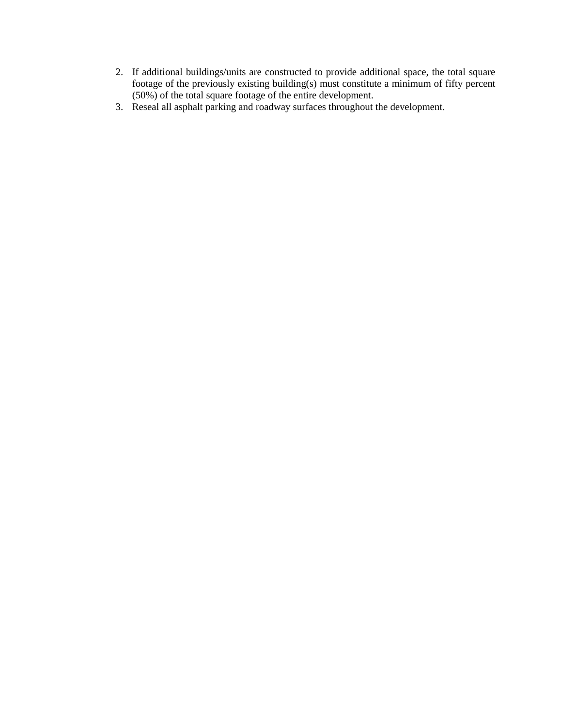2. If additional buildings/units are constructed to provide additional space, the total square footage of the previously existing building(s) must constitute a minimum of fifty percent (50%) of the total square footage of the entire development.
3. Reseal all asphalt parking and roadway surfaces throughout the development.